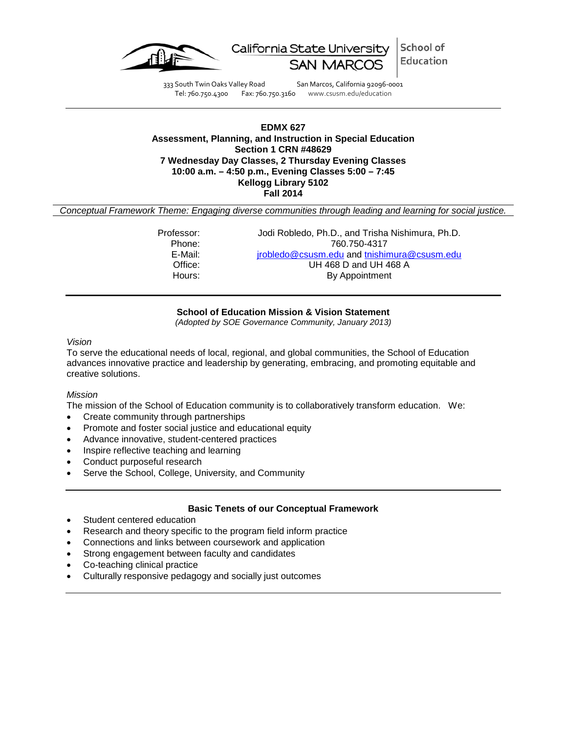California State University SAN MARCOS | School of Education

333 South Twin Oaks Valley Road San Marcos, California 92096-0001
Tel: 760.750.4300 Fax: 760.750.3160 www.csusm.edu/education

---

**EDMX 627**
**Assessment, Planning, and Instruction in Special Education**
**Section 1 CRN #48629**
**7 Wednesday Day Classes, 2 Thursday Evening Classes**
**10:00 a.m. – 4:50 p.m., Evening Classes 5:00 – 7:45**
**Kellogg Library 5102**
**Fall 2014**

*Conceptual Framework Theme: Engaging diverse communities through leading and learning for social justice.*

| | |
|---|---|
| Professor: | Jodi Robledo, Ph.D., and Trisha Nishimura, Ph.D. |
| Phone: | 760.750-4317 |
| E-Mail: | jrobledo@csusm.edu and tnishimura@csusm.edu |
| Office: | UH 468 D and UH 468 A |
| Hours: | By Appointment |

---

**School of Education Mission & Vision Statement**
*(Adopted by SOE Governance Community, January 2013)*

*Vision*
To serve the educational needs of local, regional, and global communities, the School of Education advances innovative practice and leadership by generating, embracing, and promoting equitable and creative solutions.

*Mission*
The mission of the School of Education community is to collaboratively transform education. We:

- Create community through partnerships
- Promote and foster social justice and educational equity
- Advance innovative, student-centered practices
- Inspire reflective teaching and learning
- Conduct purposeful research
- Serve the School, College, University, and Community

---

**Basic Tenets of our Conceptual Framework**

- Student centered education
- Research and theory specific to the program field inform practice
- Connections and links between coursework and application
- Strong engagement between faculty and candidates
- Co-teaching clinical practice
- Culturally responsive pedagogy and socially just outcomes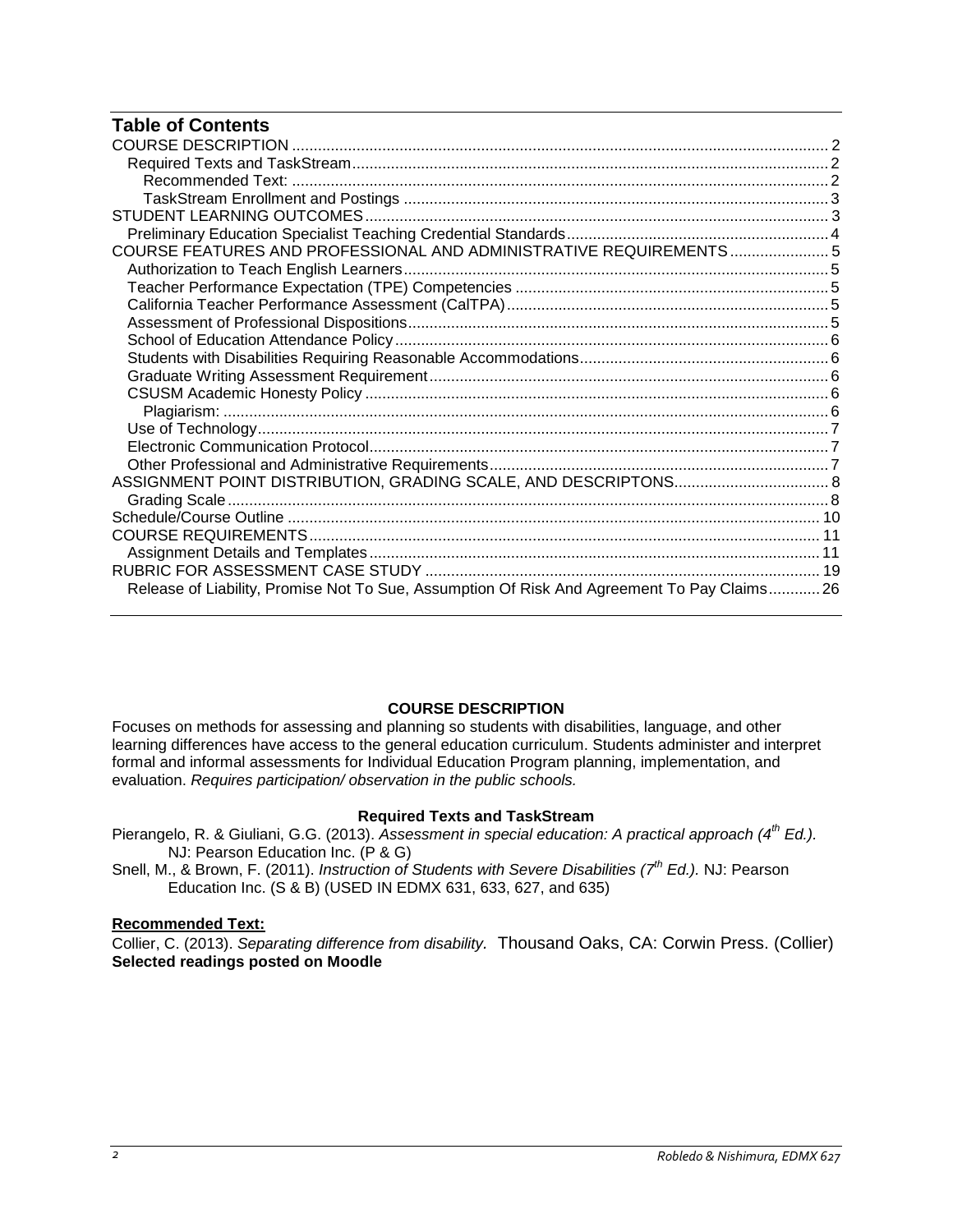# Table of Contents

COURSE DESCRIPTION ..... 2
- Required Texts and TaskStream ..... 2
  - Recommended Text: ..... 2
  - TaskStream Enrollment and Postings ..... 3

STUDENT LEARNING OUTCOMES ..... 3
- Preliminary Education Specialist Teaching Credential Standards ..... 4

COURSE FEATURES AND PROFESSIONAL AND ADMINISTRATIVE REQUIREMENTS ..... 5
- Authorization to Teach English Learners ..... 5
- Teacher Performance Expectation (TPE) Competencies ..... 5
- California Teacher Performance Assessment (CalTPA) ..... 5
- Assessment of Professional Dispositions ..... 5
- School of Education Attendance Policy ..... 6
- Students with Disabilities Requiring Reasonable Accommodations ..... 6
- Graduate Writing Assessment Requirement ..... 6
- CSUSM Academic Honesty Policy ..... 6
  - Plagiarism: ..... 6
- Use of Technology ..... 7
- Electronic Communication Protocol ..... 7
- Other Professional and Administrative Requirements ..... 7

ASSIGNMENT POINT DISTRIBUTION, GRADING SCALE, AND DESCRIPTONS ..... 8
- Grading Scale ..... 8

Schedule/Course Outline ..... 10

COURSE REQUIREMENTS ..... 11
- Assignment Details and Templates ..... 11

RUBRIC FOR ASSESSMENT CASE STUDY ..... 19
- Release of Liability, Promise Not To Sue, Assumption Of Risk And Agreement To Pay Claims ..... 26

## COURSE DESCRIPTION

Focuses on methods for assessing and planning so students with disabilities, language, and other learning differences have access to the general education curriculum. Students administer and interpret formal and informal assessments for Individual Education Program planning, implementation, and evaluation. *Requires participation/ observation in the public schools.*

### Required Texts and TaskStream

Pierangelo, R. & Giuliani, G.G. (2013). *Assessment in special education: A practical approach (4th Ed.).* NJ: Pearson Education Inc. (P & G)

Snell, M., & Brown, F. (2011). *Instruction of Students with Severe Disabilities (7th Ed.).* NJ: Pearson Education Inc. (S & B) (USED IN EDMX 631, 633, 627, and 635)

#### Recommended Text:

Collier, C. (2013). *Separating difference from disability.* Thousand Oaks, CA: Corwin Press. (Collier)

**Selected readings posted on Moodle**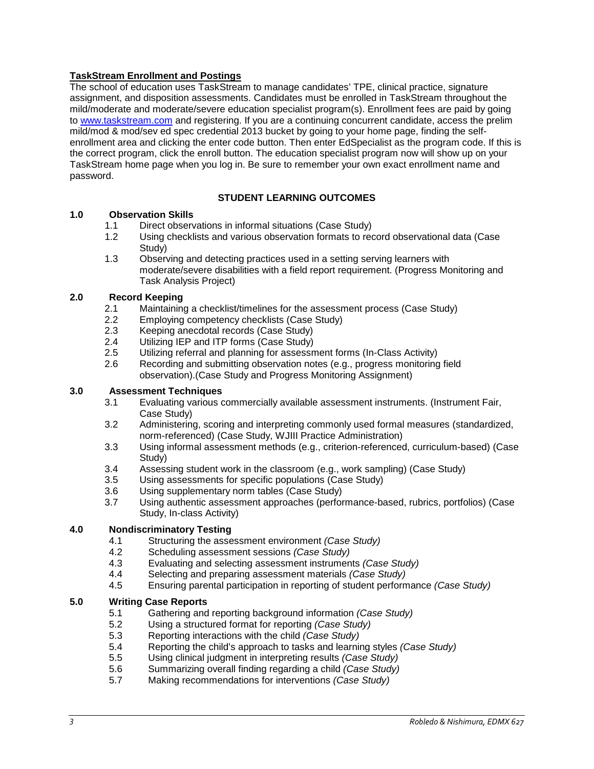**TaskStream Enrollment and Postings**

The school of education uses TaskStream to manage candidates' TPE, clinical practice, signature assignment, and disposition assessments. Candidates must be enrolled in TaskStream throughout the mild/moderate and moderate/severe education specialist program(s). Enrollment fees are paid by going to [www.taskstream.com](http://www.taskstream.com) and registering. If you are a continuing concurrent candidate, access the prelim mild/mod & mod/sev ed spec credential 2013 bucket by going to your home page, finding the self-enrollment area and clicking the enter code button. Then enter EdSpecialist as the program code. If this is the correct program, click the enroll button. The education specialist program now will show up on your TaskStream home page when you log in. Be sure to remember your own exact enrollment name and password.

## STUDENT LEARNING OUTCOMES

**1.0 Observation Skills**

- 1.1 Direct observations in informal situations (Case Study)
- 1.2 Using checklists and various observation formats to record observational data (Case Study)
- 1.3 Observing and detecting practices used in a setting serving learners with moderate/severe disabilities with a field report requirement. (Progress Monitoring and Task Analysis Project)

**2.0 Record Keeping**

- 2.1 Maintaining a checklist/timelines for the assessment process (Case Study)
- 2.2 Employing competency checklists (Case Study)
- 2.3 Keeping anecdotal records (Case Study)
- 2.4 Utilizing IEP and ITP forms (Case Study)
- 2.5 Utilizing referral and planning for assessment forms (In-Class Activity)
- 2.6 Recording and submitting observation notes (e.g., progress monitoring field observation).(Case Study and Progress Monitoring Assignment)

**3.0 Assessment Techniques**

- 3.1 Evaluating various commercially available assessment instruments. (Instrument Fair, Case Study)
- 3.2 Administering, scoring and interpreting commonly used formal measures (standardized, norm-referenced) (Case Study, WJIII Practice Administration)
- 3.3 Using informal assessment methods (e.g., criterion-referenced, curriculum-based) (Case Study)
- 3.4 Assessing student work in the classroom (e.g., work sampling) (Case Study)
- 3.5 Using assessments for specific populations (Case Study)
- 3.6 Using supplementary norm tables (Case Study)
- 3.7 Using authentic assessment approaches (performance-based, rubrics, portfolios) (Case Study, In-class Activity)

**4.0 Nondiscriminatory Testing**

- 4.1 Structuring the assessment environment *(Case Study)*
- 4.2 Scheduling assessment sessions *(Case Study)*
- 4.3 Evaluating and selecting assessment instruments *(Case Study)*
- 4.4 Selecting and preparing assessment materials *(Case Study)*
- 4.5 Ensuring parental participation in reporting of student performance *(Case Study)*

**5.0 Writing Case Reports**

- 5.1 Gathering and reporting background information *(Case Study)*
- 5.2 Using a structured format for reporting *(Case Study)*
- 5.3 Reporting interactions with the child *(Case Study)*
- 5.4 Reporting the child's approach to tasks and learning styles *(Case Study)*
- 5.5 Using clinical judgment in interpreting results *(Case Study)*
- 5.6 Summarizing overall finding regarding a child *(Case Study)*
- 5.7 Making recommendations for interventions *(Case Study)*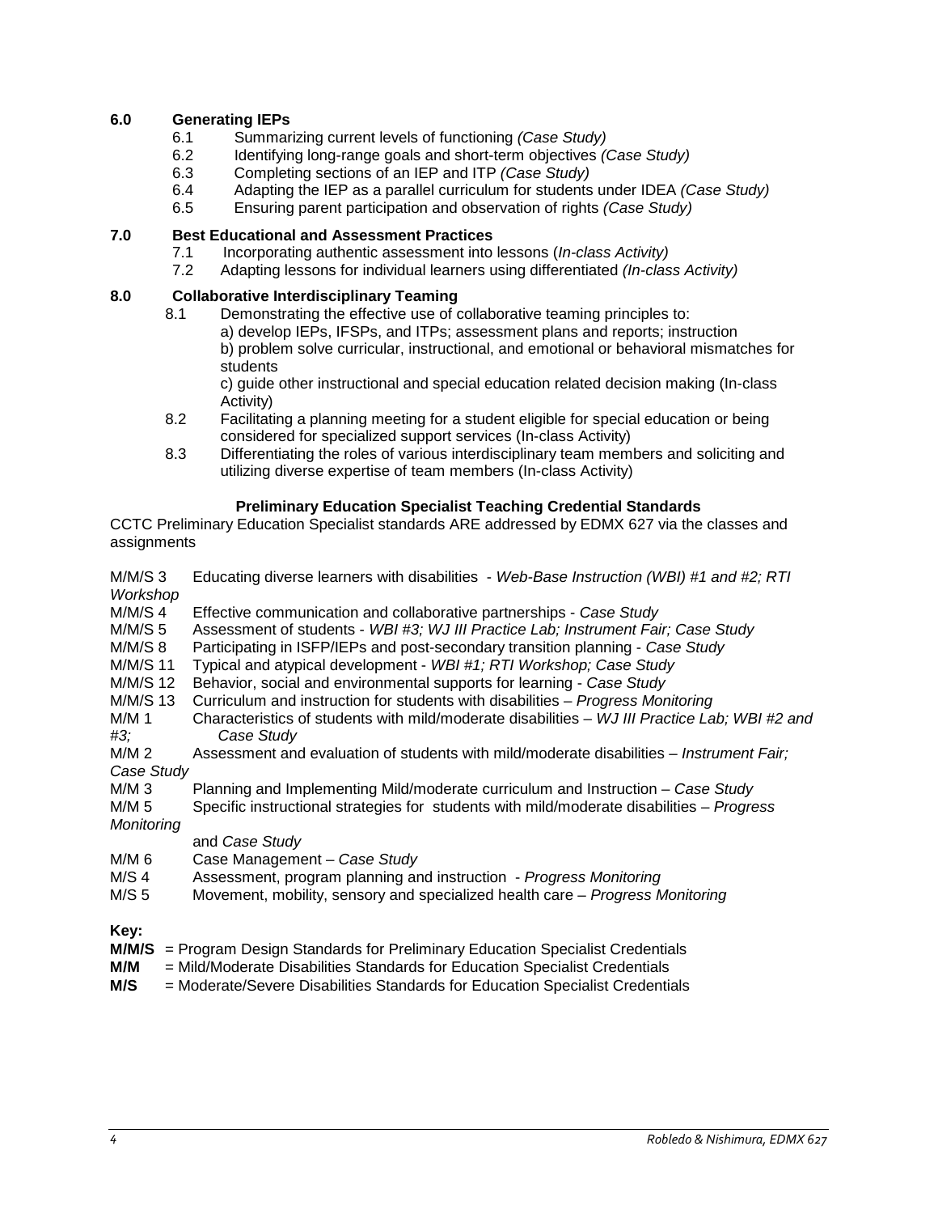**6.0 Generating IEPs**

- 6.1 Summarizing current levels of functioning *(Case Study)*
- 6.2 Identifying long-range goals and short-term objectives *(Case Study)*
- 6.3 Completing sections of an IEP and ITP *(Case Study)*
- 6.4 Adapting the IEP as a parallel curriculum for students under IDEA *(Case Study)*
- 6.5 Ensuring parent participation and observation of rights *(Case Study)*

**7.0 Best Educational and Assessment Practices**

- 7.1 Incorporating authentic assessment into lessons (*In-class Activity)*
- 7.2 Adapting lessons for individual learners using differentiated *(In-class Activity)*

**8.0 Collaborative Interdisciplinary Teaming**

- 8.1 Demonstrating the effective use of collaborative teaming principles to:
  a) develop IEPs, IFSPs, and ITPs; assessment plans and reports; instruction
  b) problem solve curricular, instructional, and emotional or behavioral mismatches for students
  c) guide other instructional and special education related decision making (In-class Activity)
- 8.2 Facilitating a planning meeting for a student eligible for special education or being considered for specialized support services (In-class Activity)
- 8.3 Differentiating the roles of various interdisciplinary team members and soliciting and utilizing diverse expertise of team members (In-class Activity)

**Preliminary Education Specialist Teaching Credential Standards**

CCTC Preliminary Education Specialist standards ARE addressed by EDMX 627 via the classes and assignments

M/M/S 3 Educating diverse learners with disabilities - *Web-Base Instruction (WBI) #1 and #2; RTI Workshop*
M/M/S 4 Effective communication and collaborative partnerships - *Case Study*
M/M/S 5 Assessment of students - *WBI #3; WJ III Practice Lab; Instrument Fair; Case Study*
M/M/S 8 Participating in ISFP/IEPs and post-secondary transition planning - *Case Study*
M/M/S 11 Typical and atypical development - *WBI #1; RTI Workshop; Case Study*
M/M/S 12 Behavior, social and environmental supports for learning - *Case Study*
M/M/S 13 Curriculum and instruction for students with disabilities – *Progress Monitoring*
M/M 1 Characteristics of students with mild/moderate disabilities – *WJ III Practice Lab; WBI #2 and #3; Case Study*
M/M 2 Assessment and evaluation of students with mild/moderate disabilities – *Instrument Fair; Case Study*
M/M 3 Planning and Implementing Mild/moderate curriculum and Instruction – *Case Study*
M/M 5 Specific instructional strategies for students with mild/moderate disabilities – *Progress Monitoring* and *Case Study*
M/M 6 Case Management – *Case Study*
M/S 4 Assessment, program planning and instruction - *Progress Monitoring*
M/S 5 Movement, mobility, sensory and specialized health care – *Progress Monitoring*

**Key:**
**M/M/S** = Program Design Standards for Preliminary Education Specialist Credentials
**M/M** = Mild/Moderate Disabilities Standards for Education Specialist Credentials
**M/S** = Moderate/Severe Disabilities Standards for Education Specialist Credentials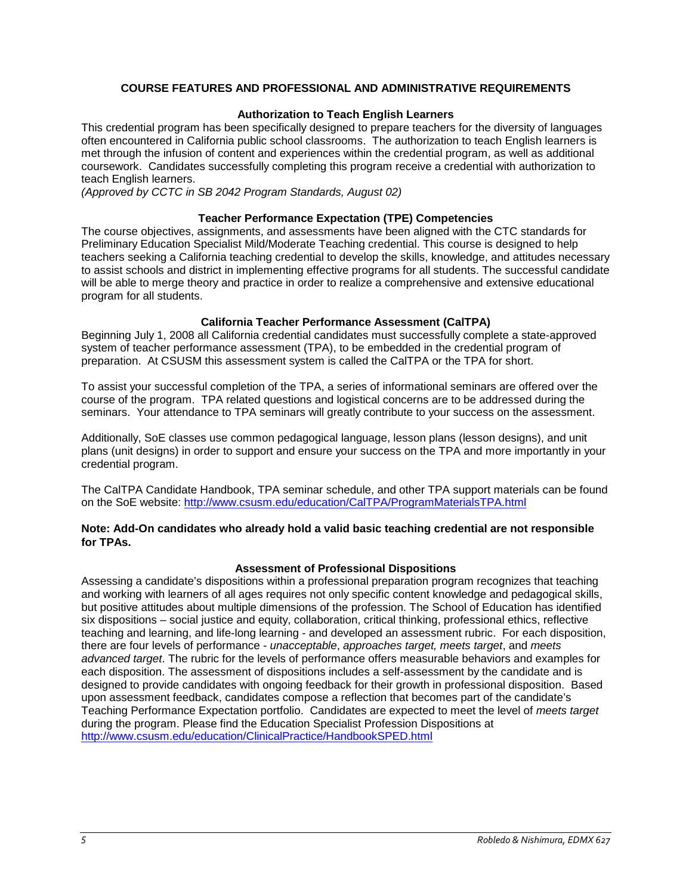## COURSE FEATURES AND PROFESSIONAL AND ADMINISTRATIVE REQUIREMENTS

### Authorization to Teach English Learners

This credential program has been specifically designed to prepare teachers for the diversity of languages often encountered in California public school classrooms. The authorization to teach English learners is met through the infusion of content and experiences within the credential program, as well as additional coursework. Candidates successfully completing this program receive a credential with authorization to teach English learners.
*(Approved by CCTC in SB 2042 Program Standards, August 02)*

### Teacher Performance Expectation (TPE) Competencies

The course objectives, assignments, and assessments have been aligned with the CTC standards for Preliminary Education Specialist Mild/Moderate Teaching credential. This course is designed to help teachers seeking a California teaching credential to develop the skills, knowledge, and attitudes necessary to assist schools and district in implementing effective programs for all students. The successful candidate will be able to merge theory and practice in order to realize a comprehensive and extensive educational program for all students.

### California Teacher Performance Assessment (CalTPA)

Beginning July 1, 2008 all California credential candidates must successfully complete a state-approved system of teacher performance assessment (TPA), to be embedded in the credential program of preparation. At CSUSM this assessment system is called the CalTPA or the TPA for short.

To assist your successful completion of the TPA, a series of informational seminars are offered over the course of the program. TPA related questions and logistical concerns are to be addressed during the seminars. Your attendance to TPA seminars will greatly contribute to your success on the assessment.

Additionally, SoE classes use common pedagogical language, lesson plans (lesson designs), and unit plans (unit designs) in order to support and ensure your success on the TPA and more importantly in your credential program.

The CalTPA Candidate Handbook, TPA seminar schedule, and other TPA support materials can be found on the SoE website: http://www.csusm.edu/education/CalTPA/ProgramMaterialsTPA.html

**Note: Add-On candidates who already hold a valid basic teaching credential are not responsible for TPAs.**

### Assessment of Professional Dispositions

Assessing a candidate's dispositions within a professional preparation program recognizes that teaching and working with learners of all ages requires not only specific content knowledge and pedagogical skills, but positive attitudes about multiple dimensions of the profession. The School of Education has identified six dispositions – social justice and equity, collaboration, critical thinking, professional ethics, reflective teaching and learning, and life-long learning - and developed an assessment rubric. For each disposition, there are four levels of performance - *unacceptable*, *approaches target, meets target*, and *meets advanced target*. The rubric for the levels of performance offers measurable behaviors and examples for each disposition. The assessment of dispositions includes a self-assessment by the candidate and is designed to provide candidates with ongoing feedback for their growth in professional disposition. Based upon assessment feedback, candidates compose a reflection that becomes part of the candidate's Teaching Performance Expectation portfolio. Candidates are expected to meet the level of *meets target* during the program. Please find the Education Specialist Profession Dispositions at http://www.csusm.edu/education/ClinicalPractice/HandbookSPED.html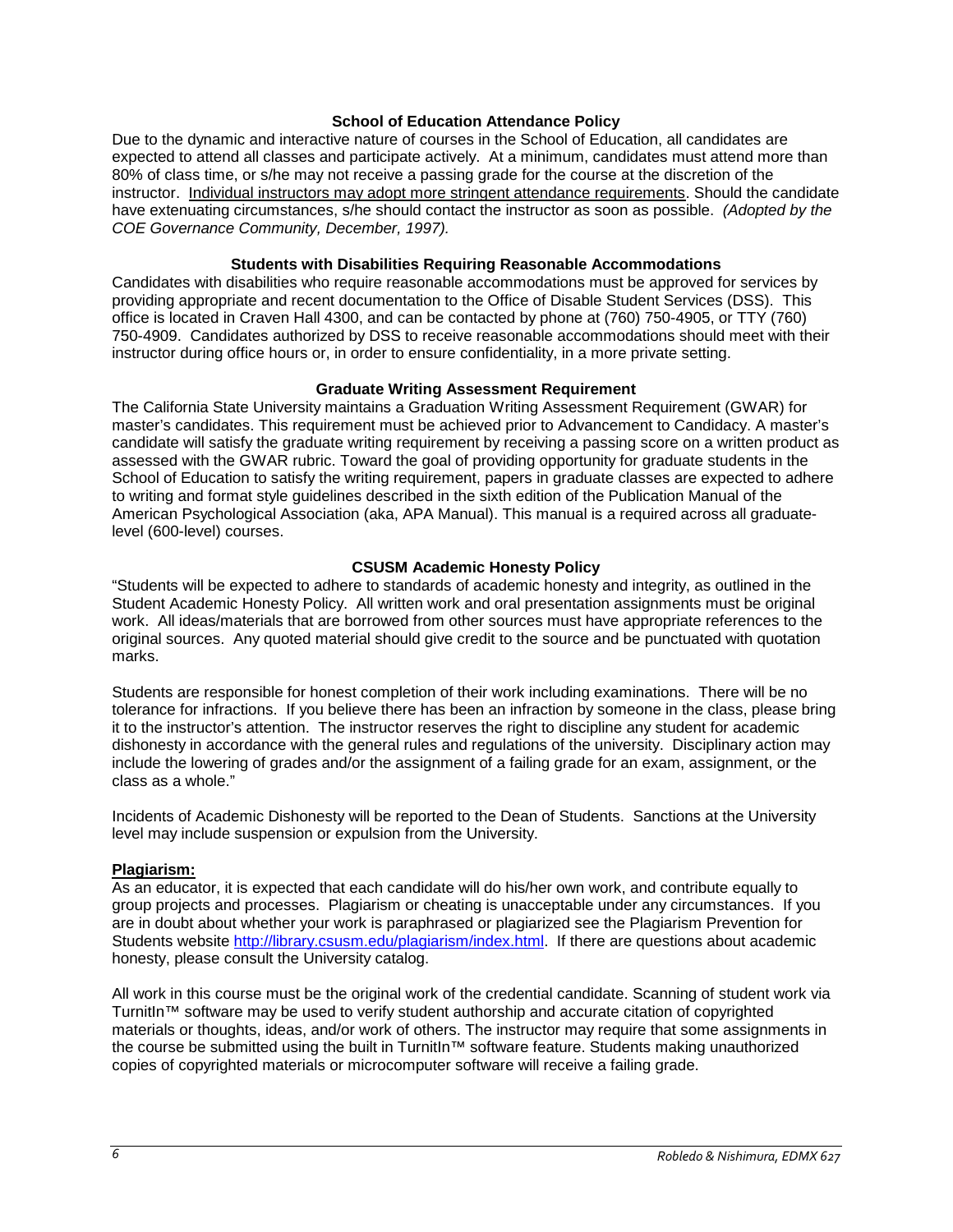## School of Education Attendance Policy

Due to the dynamic and interactive nature of courses in the School of Education, all candidates are expected to attend all classes and participate actively. At a minimum, candidates must attend more than 80% of class time, or s/he may not receive a passing grade for the course at the discretion of the instructor. Individual instructors may adopt more stringent attendance requirements. Should the candidate have extenuating circumstances, s/he should contact the instructor as soon as possible. *(Adopted by the COE Governance Community, December, 1997).*

## Students with Disabilities Requiring Reasonable Accommodations

Candidates with disabilities who require reasonable accommodations must be approved for services by providing appropriate and recent documentation to the Office of Disable Student Services (DSS). This office is located in Craven Hall 4300, and can be contacted by phone at (760) 750-4905, or TTY (760) 750-4909. Candidates authorized by DSS to receive reasonable accommodations should meet with their instructor during office hours or, in order to ensure confidentiality, in a more private setting.

## Graduate Writing Assessment Requirement

The California State University maintains a Graduation Writing Assessment Requirement (GWAR) for master's candidates. This requirement must be achieved prior to Advancement to Candidacy. A master's candidate will satisfy the graduate writing requirement by receiving a passing score on a written product as assessed with the GWAR rubric. Toward the goal of providing opportunity for graduate students in the School of Education to satisfy the writing requirement, papers in graduate classes are expected to adhere to writing and format style guidelines described in the sixth edition of the Publication Manual of the American Psychological Association (aka, APA Manual). This manual is a required across all graduate-level (600-level) courses.

## CSUSM Academic Honesty Policy

"Students will be expected to adhere to standards of academic honesty and integrity, as outlined in the Student Academic Honesty Policy. All written work and oral presentation assignments must be original work. All ideas/materials that are borrowed from other sources must have appropriate references to the original sources. Any quoted material should give credit to the source and be punctuated with quotation marks.

Students are responsible for honest completion of their work including examinations. There will be no tolerance for infractions. If you believe there has been an infraction by someone in the class, please bring it to the instructor's attention. The instructor reserves the right to discipline any student for academic dishonesty in accordance with the general rules and regulations of the university. Disciplinary action may include the lowering of grades and/or the assignment of a failing grade for an exam, assignment, or the class as a whole."

Incidents of Academic Dishonesty will be reported to the Dean of Students. Sanctions at the University level may include suspension or expulsion from the University.

### Plagiarism:

As an educator, it is expected that each candidate will do his/her own work, and contribute equally to group projects and processes. Plagiarism or cheating is unacceptable under any circumstances. If you are in doubt about whether your work is paraphrased or plagiarized see the Plagiarism Prevention for Students website [http://library.csusm.edu/plagiarism/index.html](http://library.csusm.edu/plagiarism/index.html). If there are questions about academic honesty, please consult the University catalog.

All work in this course must be the original work of the credential candidate. Scanning of student work via TurnitIn™ software may be used to verify student authorship and accurate citation of copyrighted materials or thoughts, ideas, and/or work of others. The instructor may require that some assignments in the course be submitted using the built in TurnitIn™ software feature. Students making unauthorized copies of copyrighted materials or microcomputer software will receive a failing grade.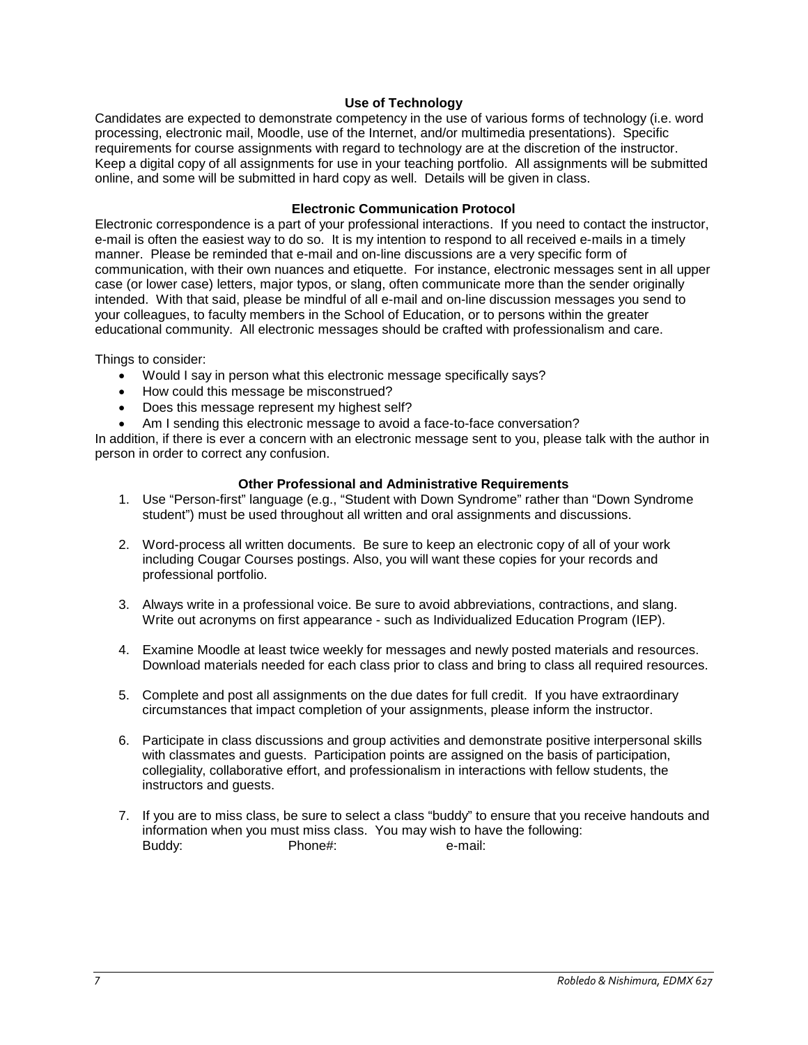### Use of Technology

Candidates are expected to demonstrate competency in the use of various forms of technology (i.e. word processing, electronic mail, Moodle, use of the Internet, and/or multimedia presentations). Specific requirements for course assignments with regard to technology are at the discretion of the instructor. Keep a digital copy of all assignments for use in your teaching portfolio. All assignments will be submitted online, and some will be submitted in hard copy as well. Details will be given in class.

### Electronic Communication Protocol

Electronic correspondence is a part of your professional interactions. If you need to contact the instructor, e-mail is often the easiest way to do so. It is my intention to respond to all received e-mails in a timely manner. Please be reminded that e-mail and on-line discussions are a very specific form of communication, with their own nuances and etiquette. For instance, electronic messages sent in all upper case (or lower case) letters, major typos, or slang, often communicate more than the sender originally intended. With that said, please be mindful of all e-mail and on-line discussion messages you send to your colleagues, to faculty members in the School of Education, or to persons within the greater educational community. All electronic messages should be crafted with professionalism and care.

Things to consider:

- Would I say in person what this electronic message specifically says?
- How could this message be misconstrued?
- Does this message represent my highest self?
- Am I sending this electronic message to avoid a face-to-face conversation?

In addition, if there is ever a concern with an electronic message sent to you, please talk with the author in person in order to correct any confusion.

### Other Professional and Administrative Requirements

1. Use "Person-first" language (e.g., "Student with Down Syndrome" rather than "Down Syndrome student") must be used throughout all written and oral assignments and discussions.

2. Word-process all written documents. Be sure to keep an electronic copy of all of your work including Cougar Courses postings. Also, you will want these copies for your records and professional portfolio.

3. Always write in a professional voice. Be sure to avoid abbreviations, contractions, and slang. Write out acronyms on first appearance - such as Individualized Education Program (IEP).

4. Examine Moodle at least twice weekly for messages and newly posted materials and resources. Download materials needed for each class prior to class and bring to class all required resources.

5. Complete and post all assignments on the due dates for full credit. If you have extraordinary circumstances that impact completion of your assignments, please inform the instructor.

6. Participate in class discussions and group activities and demonstrate positive interpersonal skills with classmates and guests. Participation points are assigned on the basis of participation, collegiality, collaborative effort, and professionalism in interactions with fellow students, the instructors and guests.

7. If you are to miss class, be sure to select a class "buddy" to ensure that you receive handouts and information when you must miss class. You may wish to have the following:
   Buddy: Phone#: e-mail: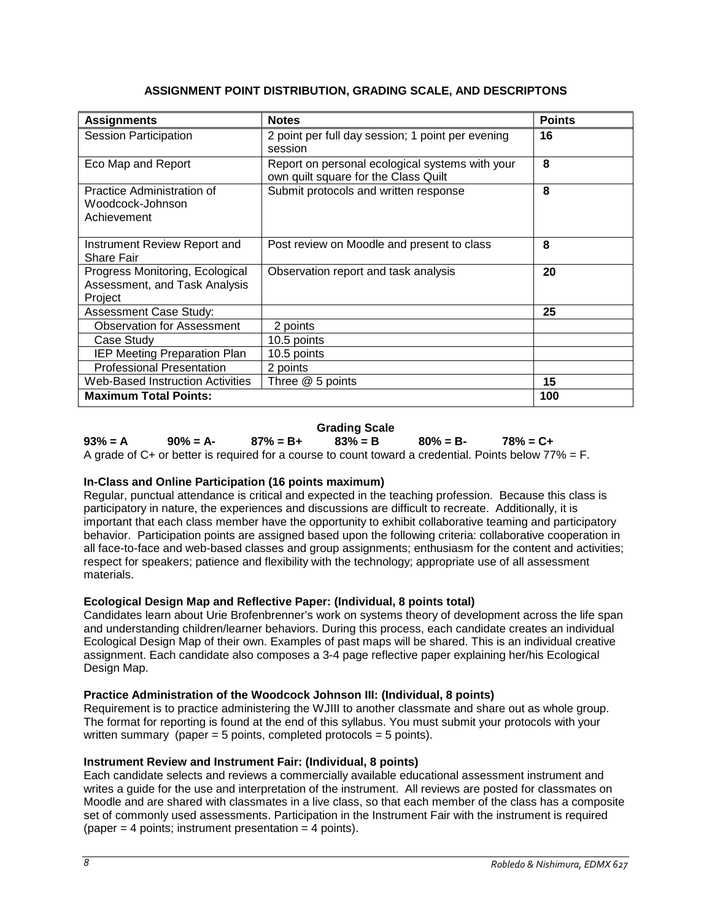## ASSIGNMENT POINT DISTRIBUTION, GRADING SCALE, AND DESCRIPTONS

| Assignments | Notes | Points |
| --- | --- | --- |
| Session Participation | 2 point per full day session; 1 point per evening session | **16** |
| Eco Map and Report | Report on personal ecological systems with your own quilt square for the Class Quilt | **8** |
| Practice Administration of Woodcock-Johnson Achievement | Submit protocols and written response | **8** |
| Instrument Review Report and Share Fair | Post review on Moodle and present to class | **8** |
| Progress Monitoring, Ecological Assessment, and Task Analysis Project | Observation report and task analysis | **20** |
| Assessment Case Study: | | **25** |
| Observation for Assessment | 2 points | |
| Case Study | 10.5 points | |
| IEP Meeting Preparation Plan | 10.5 points | |
| Professional Presentation | 2 points | |
| Web-Based Instruction Activities | Three @ 5 points | **15** |
| **Maximum Total Points:** | | **100** |

**Grading Scale**

**93% = A &nbsp;&nbsp;&nbsp; 90% = A- &nbsp;&nbsp;&nbsp; 87% = B+ &nbsp;&nbsp;&nbsp; 83% = B &nbsp;&nbsp;&nbsp; 80% = B- &nbsp;&nbsp;&nbsp; 78% = C+**

A grade of C+ or better is required for a course to count toward a credential. Points below 77% = F.

**In-Class and Online Participation (16 points maximum)**

Regular, punctual attendance is critical and expected in the teaching profession. Because this class is participatory in nature, the experiences and discussions are difficult to recreate. Additionally, it is important that each class member have the opportunity to exhibit collaborative teaming and participatory behavior. Participation points are assigned based upon the following criteria: collaborative cooperation in all face-to-face and web-based classes and group assignments; enthusiasm for the content and activities; respect for speakers; patience and flexibility with the technology; appropriate use of all assessment materials.

**Ecological Design Map and Reflective Paper: (Individual, 8 points total)**

Candidates learn about Urie Brofenbrenner's work on systems theory of development across the life span and understanding children/learner behaviors. During this process, each candidate creates an individual Ecological Design Map of their own. Examples of past maps will be shared. This is an individual creative assignment. Each candidate also composes a 3-4 page reflective paper explaining her/his Ecological Design Map.

**Practice Administration of the Woodcock Johnson III: (Individual, 8 points)**

Requirement is to practice administering the WJIII to another classmate and share out as whole group. The format for reporting is found at the end of this syllabus. You must submit your protocols with your written summary (paper = 5 points, completed protocols = 5 points).

**Instrument Review and Instrument Fair: (Individual, 8 points)**

Each candidate selects and reviews a commercially available educational assessment instrument and writes a guide for the use and interpretation of the instrument. All reviews are posted for classmates on Moodle and are shared with classmates in a live class, so that each member of the class has a composite set of commonly used assessments. Participation in the Instrument Fair with the instrument is required (paper = 4 points; instrument presentation = 4 points).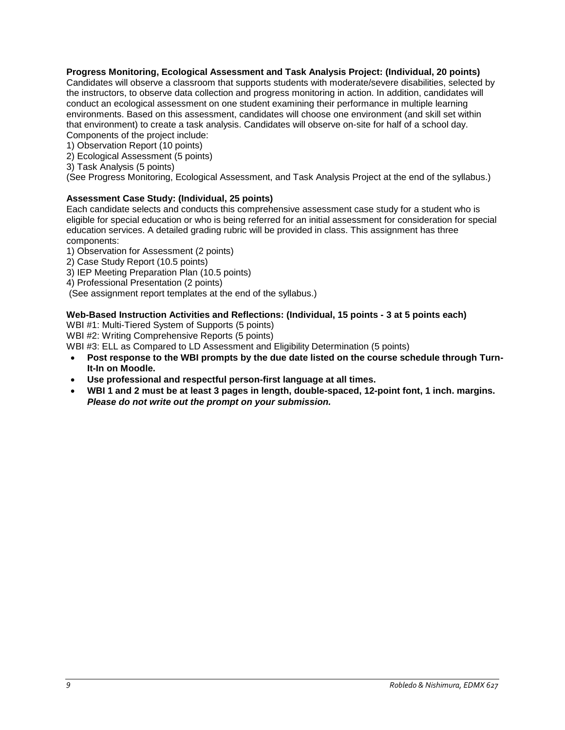**Progress Monitoring, Ecological Assessment and Task Analysis Project: (Individual, 20 points)**
Candidates will observe a classroom that supports students with moderate/severe disabilities, selected by the instructors, to observe data collection and progress monitoring in action. In addition, candidates will conduct an ecological assessment on one student examining their performance in multiple learning environments. Based on this assessment, candidates will choose one environment (and skill set within that environment) to create a task analysis. Candidates will observe on-site for half of a school day. Components of the project include:

1) Observation Report (10 points)
2) Ecological Assessment (5 points)
3) Task Analysis (5 points)

(See Progress Monitoring, Ecological Assessment, and Task Analysis Project at the end of the syllabus.)

**Assessment Case Study: (Individual, 25 points)**
Each candidate selects and conducts this comprehensive assessment case study for a student who is eligible for special education or who is being referred for an initial assessment for consideration for special education services. A detailed grading rubric will be provided in class. This assignment has three components:

1) Observation for Assessment (2 points)
2) Case Study Report (10.5 points)
3) IEP Meeting Preparation Plan (10.5 points)
4) Professional Presentation (2 points)

(See assignment report templates at the end of the syllabus.)

**Web-Based Instruction Activities and Reflections: (Individual, 15 points - 3 at 5 points each)**
WBI #1: Multi-Tiered System of Supports (5 points)
WBI #2: Writing Comprehensive Reports (5 points)
WBI #3: ELL as Compared to LD Assessment and Eligibility Determination (5 points)

- **Post response to the WBI prompts by the due date listed on the course schedule through Turn-It-In on Moodle.**
- **Use professional and respectful person-first language at all times.**
- **WBI 1 and 2 must be at least 3 pages in length, double-spaced, 12-point font, 1 inch. margins.** ***Please do not write out the prompt on your submission.***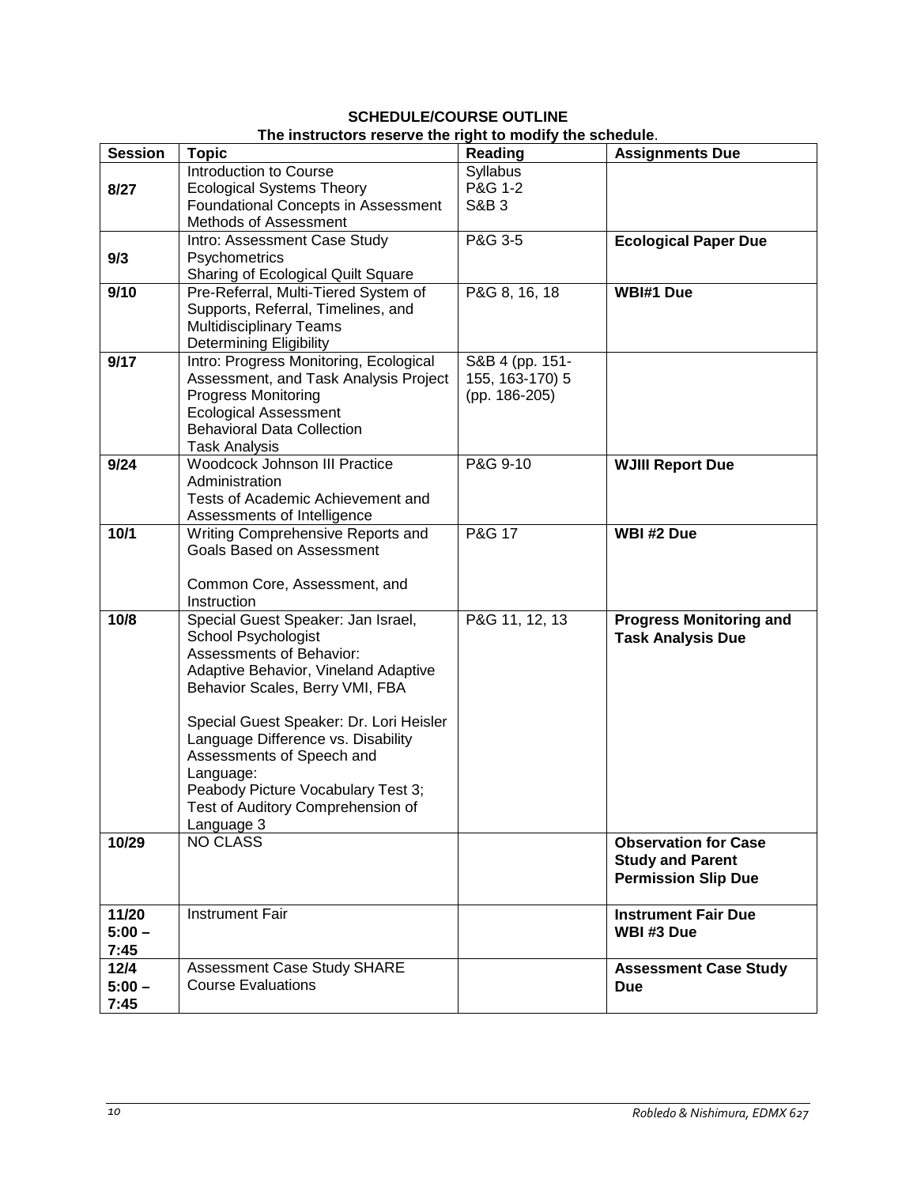**SCHEDULE/COURSE OUTLINE**

**The instructors reserve the right to modify the schedule**.

| **Session** | **Topic** | **Reading** | **Assignments Due** |
|---|---|---|---|
| **8/27** | Introduction to Course<br>Ecological Systems Theory<br>Foundational Concepts in Assessment<br>Methods of Assessment | Syllabus<br>P&G 1-2<br>S&B 3 | |
| **9/3** | Intro: Assessment Case Study<br>Psychometrics<br>Sharing of Ecological Quilt Square | P&G 3-5 | **Ecological Paper Due** |
| **9/10** | Pre-Referral, Multi-Tiered System of Supports, Referral, Timelines, and Multidisciplinary Teams<br>Determining Eligibility | P&G 8, 16, 18 | **WBI#1 Due** |
| **9/17** | Intro: Progress Monitoring, Ecological Assessment, and Task Analysis Project<br>Progress Monitoring<br>Ecological Assessment<br>Behavioral Data Collection<br>Task Analysis | S&B 4 (pp. 151-155, 163-170) 5 (pp. 186-205) | |
| **9/24** | Woodcock Johnson III Practice Administration<br>Tests of Academic Achievement and Assessments of Intelligence | P&G 9-10 | **WJIII Report Due** |
| **10/1** | Writing Comprehensive Reports and Goals Based on Assessment<br><br>Common Core, Assessment, and Instruction | P&G 17 | **WBI #2 Due** |
| **10/8** | Special Guest Speaker: Jan Israel, School Psychologist<br>Assessments of Behavior:<br>Adaptive Behavior, Vineland Adaptive Behavior Scales, Berry VMI, FBA<br><br>Special Guest Speaker: Dr. Lori Heisler<br>Language Difference vs. Disability<br>Assessments of Speech and Language:<br>Peabody Picture Vocabulary Test 3; Test of Auditory Comprehension of Language 3 | P&G 11, 12, 13 | **Progress Monitoring and Task Analysis Due** |
| **10/29** | NO CLASS | | **Observation for Case Study and Parent Permission Slip Due** |
| **11/20 5:00 – 7:45** | Instrument Fair | | **Instrument Fair Due**<br>**WBI #3 Due** |
| **12/4 5:00 – 7:45** | Assessment Case Study SHARE<br>Course Evaluations | | **Assessment Case Study Due** |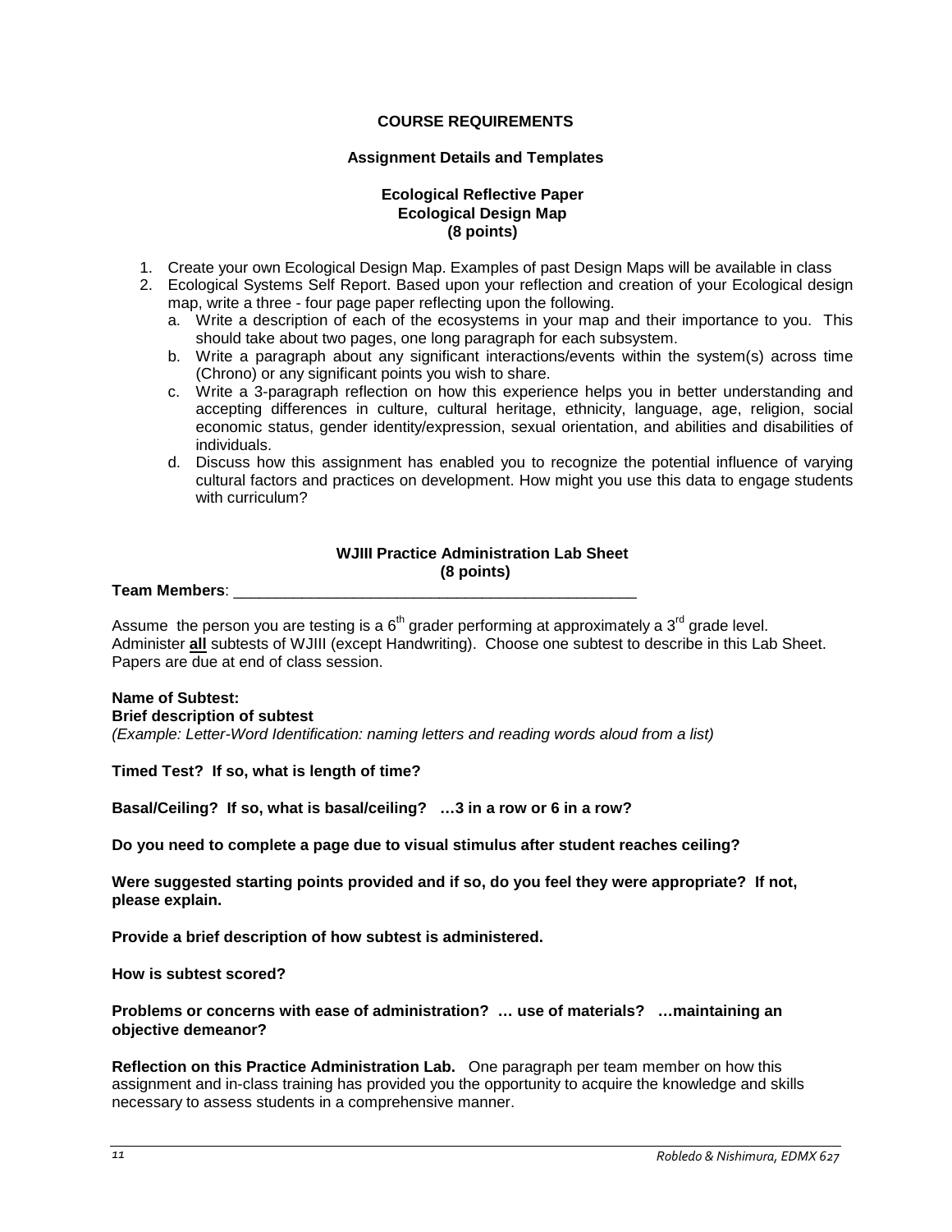**COURSE REQUIREMENTS**

**Assignment Details and Templates**

**Ecological Reflective Paper**
**Ecological Design Map**
**(8 points)**

1. Create your own Ecological Design Map. Examples of past Design Maps will be available in class
2. Ecological Systems Self Report. Based upon your reflection and creation of your Ecological design map, write a three - four page paper reflecting upon the following.
   a. Write a description of each of the ecosystems in your map and their importance to you. This should take about two pages, one long paragraph for each subsystem.
   b. Write a paragraph about any significant interactions/events within the system(s) across time (Chrono) or any significant points you wish to share.
   c. Write a 3-paragraph reflection on how this experience helps you in better understanding and accepting differences in culture, cultural heritage, ethnicity, language, age, religion, social economic status, gender identity/expression, sexual orientation, and abilities and disabilities of individuals.
   d. Discuss how this assignment has enabled you to recognize the potential influence of varying cultural factors and practices on development. How might you use this data to engage students with curriculum?

**WJIII Practice Administration Lab Sheet**
**(8 points)**

**Team Members**: _______________________________________________

Assume the person you are testing is a 6th grader performing at approximately a 3rd grade level. Administer **all** subtests of WJIII (except Handwriting). Choose one subtest to describe in this Lab Sheet. Papers are due at end of class session.

**Name of Subtest:**
**Brief description of subtest**
*(Example: Letter-Word Identification: naming letters and reading words aloud from a list)*

**Timed Test? If so, what is length of time?**

**Basal/Ceiling? If so, what is basal/ceiling? …3 in a row or 6 in a row?**

**Do you need to complete a page due to visual stimulus after student reaches ceiling?**

**Were suggested starting points provided and if so, do you feel they were appropriate? If not, please explain.**

**Provide a brief description of how subtest is administered.**

**How is subtest scored?**

**Problems or concerns with ease of administration? … use of materials? …maintaining an objective demeanor?**

**Reflection on this Practice Administration Lab.** One paragraph per team member on how this assignment and in-class training has provided you the opportunity to acquire the knowledge and skills necessary to assess students in a comprehensive manner.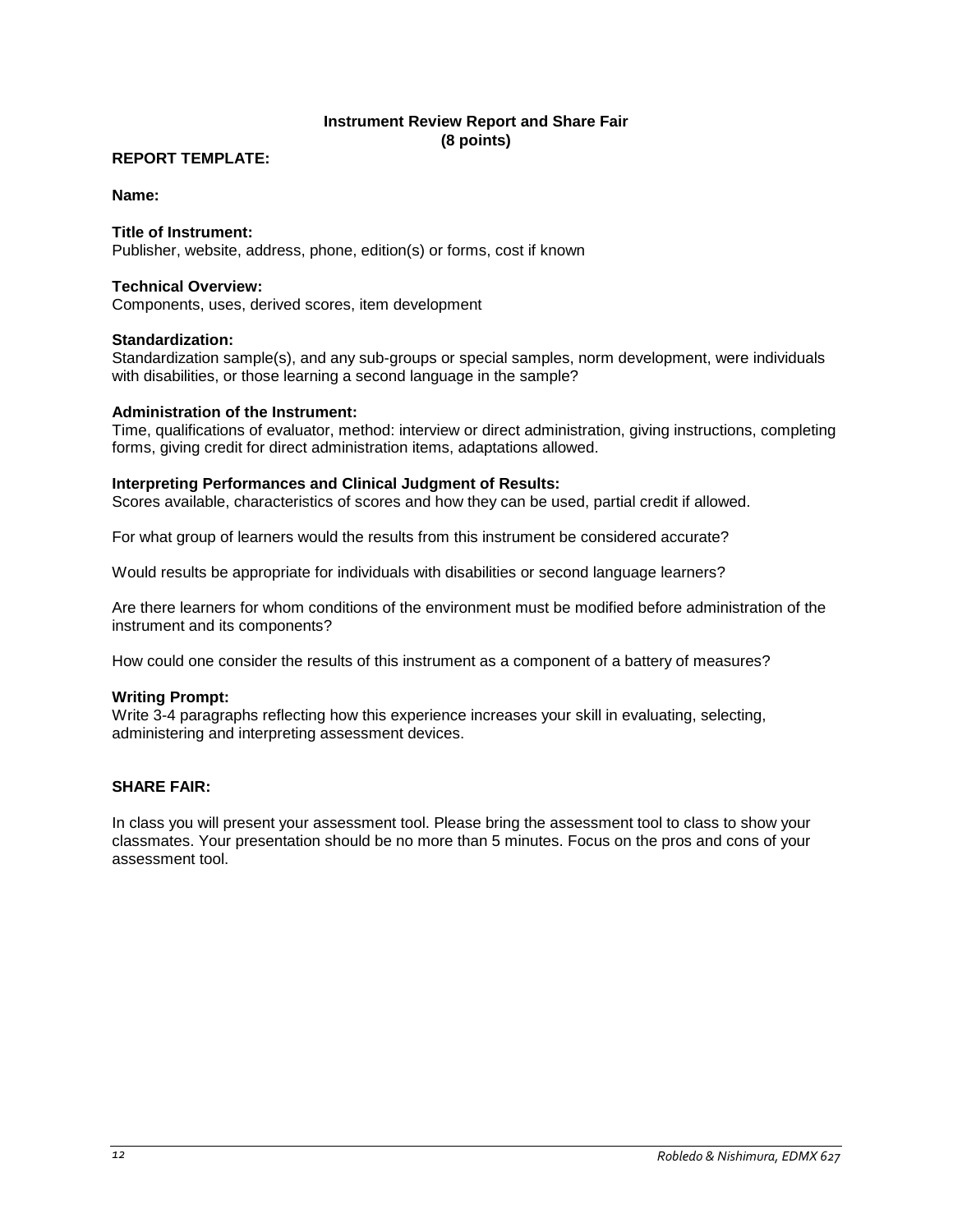## Instrument Review Report and Share Fair
**(8 points)**

**REPORT TEMPLATE:**

**Name:**

**Title of Instrument:**
Publisher, website, address, phone, edition(s) or forms, cost if known

**Technical Overview:**
Components, uses, derived scores, item development

**Standardization:**
Standardization sample(s), and any sub-groups or special samples, norm development, were individuals with disabilities, or those learning a second language in the sample?

**Administration of the Instrument:**
Time, qualifications of evaluator, method: interview or direct administration, giving instructions, completing forms, giving credit for direct administration items, adaptations allowed.

**Interpreting Performances and Clinical Judgment of Results:**
Scores available, characteristics of scores and how they can be used, partial credit if allowed.

For what group of learners would the results from this instrument be considered accurate?

Would results be appropriate for individuals with disabilities or second language learners?

Are there learners for whom conditions of the environment must be modified before administration of the instrument and its components?

How could one consider the results of this instrument as a component of a battery of measures?

**Writing Prompt:**
Write 3-4 paragraphs reflecting how this experience increases your skill in evaluating, selecting, administering and interpreting assessment devices.

**SHARE FAIR:**

In class you will present your assessment tool. Please bring the assessment tool to class to show your classmates. Your presentation should be no more than 5 minutes. Focus on the pros and cons of your assessment tool.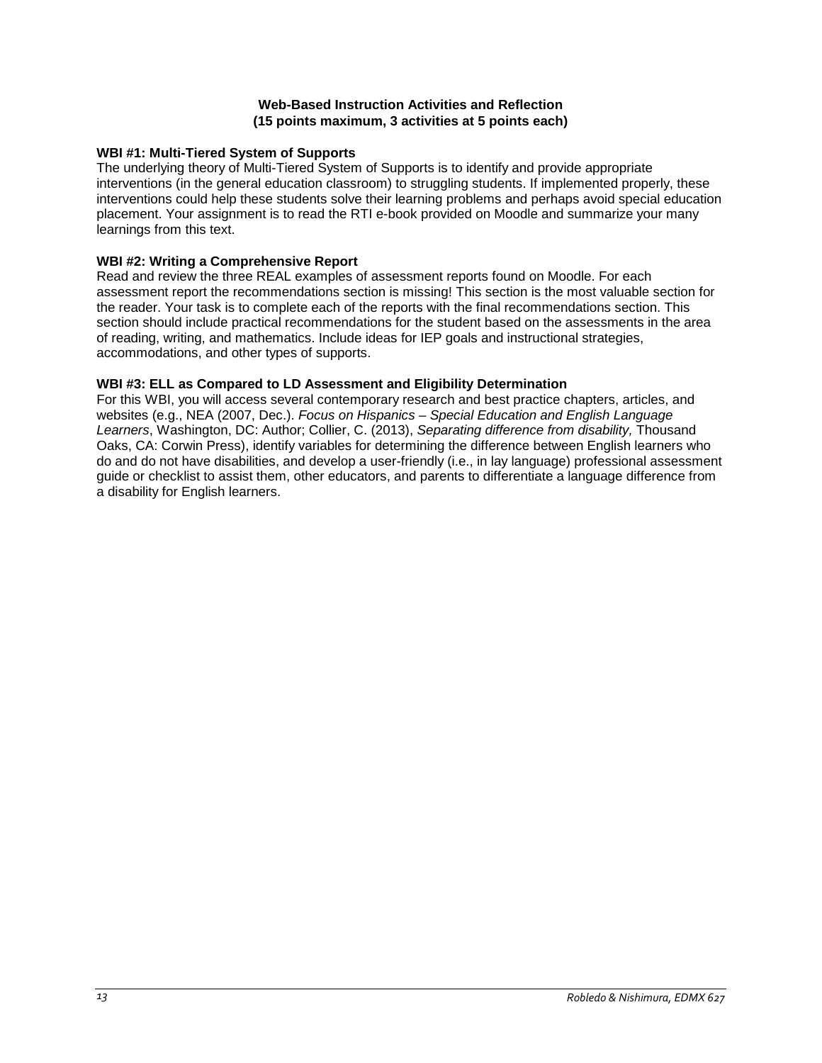## Web-Based Instruction Activities and Reflection
## (15 points maximum, 3 activities at 5 points each)

**WBI #1: Multi-Tiered System of Supports**

The underlying theory of Multi-Tiered System of Supports is to identify and provide appropriate interventions (in the general education classroom) to struggling students. If implemented properly, these interventions could help these students solve their learning problems and perhaps avoid special education placement. Your assignment is to read the RTI e-book provided on Moodle and summarize your many learnings from this text.

**WBI #2: Writing a Comprehensive Report**

Read and review the three REAL examples of assessment reports found on Moodle. For each assessment report the recommendations section is missing! This section is the most valuable section for the reader. Your task is to complete each of the reports with the final recommendations section. This section should include practical recommendations for the student based on the assessments in the area of reading, writing, and mathematics. Include ideas for IEP goals and instructional strategies, accommodations, and other types of supports.

**WBI #3: ELL as Compared to LD Assessment and Eligibility Determination**

For this WBI, you will access several contemporary research and best practice chapters, articles, and websites (e.g., NEA (2007, Dec.). *Focus on Hispanics – Special Education and English Language Learners*, Washington, DC: Author; Collier, C. (2013), *Separating difference from disability,* Thousand Oaks, CA: Corwin Press), identify variables for determining the difference between English learners who do and do not have disabilities, and develop a user-friendly (i.e., in lay language) professional assessment guide or checklist to assist them, other educators, and parents to differentiate a language difference from a disability for English learners.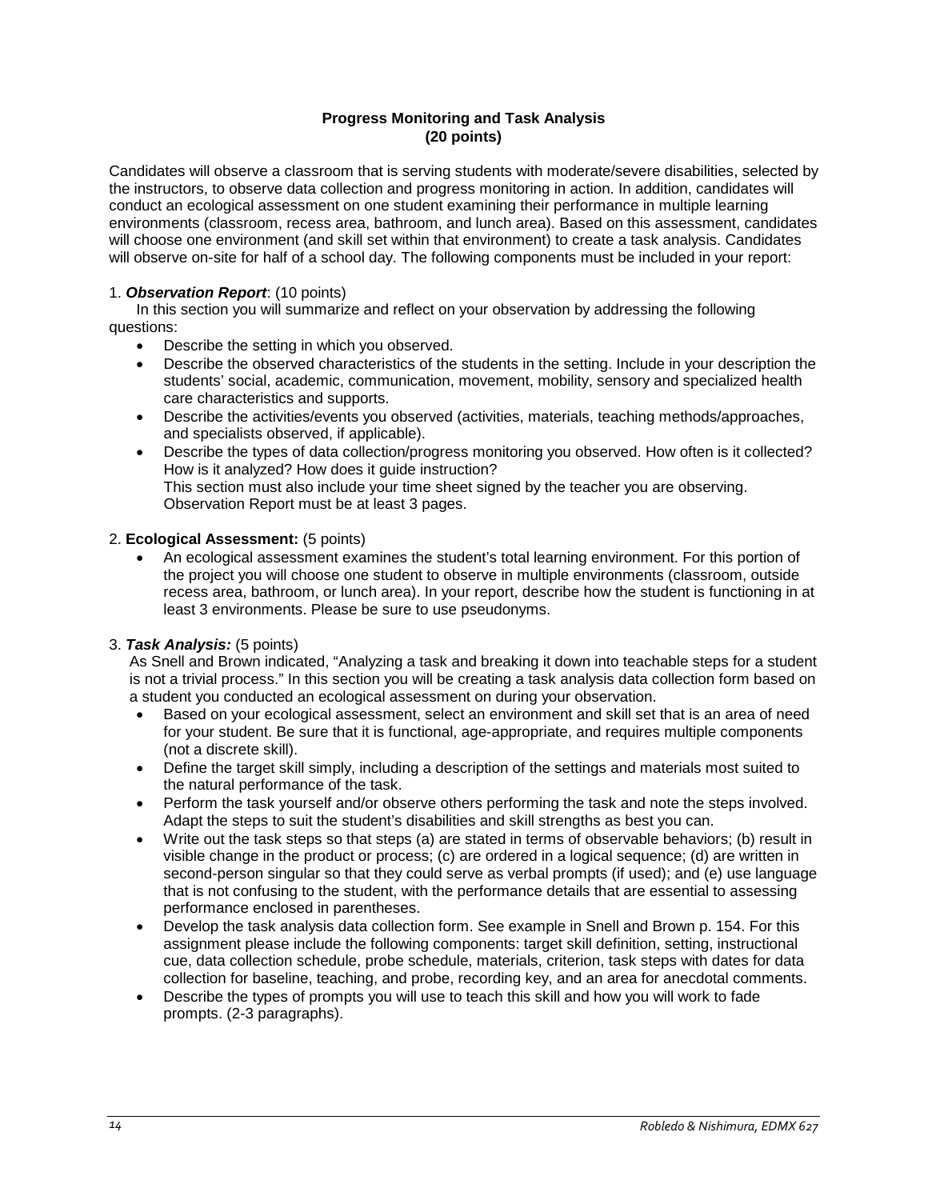**Progress Monitoring and Task Analysis**
**(20 points)**

Candidates will observe a classroom that is serving students with moderate/severe disabilities, selected by the instructors, to observe data collection and progress monitoring in action. In addition, candidates will conduct an ecological assessment on one student examining their performance in multiple learning environments (classroom, recess area, bathroom, and lunch area). Based on this assessment, candidates will choose one environment (and skill set within that environment) to create a task analysis. Candidates will observe on-site for half of a school day. The following components must be included in your report:

1. ***Observation Report***: (10 points)

   In this section you will summarize and reflect on your observation by addressing the following questions:

   - Describe the setting in which you observed.
   - Describe the observed characteristics of the students in the setting. Include in your description the students' social, academic, communication, movement, mobility, sensory and specialized health care characteristics and supports.
   - Describe the activities/events you observed (activities, materials, teaching methods/approaches, and specialists observed, if applicable).
   - Describe the types of data collection/progress monitoring you observed. How often is it collected? How is it analyzed? How does it guide instruction?
     This section must also include your time sheet signed by the teacher you are observing. Observation Report must be at least 3 pages.

2. **Ecological Assessment:** (5 points)

   - An ecological assessment examines the student's total learning environment. For this portion of the project you will choose one student to observe in multiple environments (classroom, outside recess area, bathroom, or lunch area). In your report, describe how the student is functioning in at least 3 environments. Please be sure to use pseudonyms.

3. ***Task Analysis:*** (5 points)

   As Snell and Brown indicated, "Analyzing a task and breaking it down into teachable steps for a student is not a trivial process." In this section you will be creating a task analysis data collection form based on a student you conducted an ecological assessment on during your observation.

   - Based on your ecological assessment, select an environment and skill set that is an area of need for your student. Be sure that it is functional, age-appropriate, and requires multiple components (not a discrete skill).
   - Define the target skill simply, including a description of the settings and materials most suited to the natural performance of the task.
   - Perform the task yourself and/or observe others performing the task and note the steps involved. Adapt the steps to suit the student's disabilities and skill strengths as best you can.
   - Write out the task steps so that steps (a) are stated in terms of observable behaviors; (b) result in visible change in the product or process; (c) are ordered in a logical sequence; (d) are written in second-person singular so that they could serve as verbal prompts (if used); and (e) use language that is not confusing to the student, with the performance details that are essential to assessing performance enclosed in parentheses.
   - Develop the task analysis data collection form. See example in Snell and Brown p. 154. For this assignment please include the following components: target skill definition, setting, instructional cue, data collection schedule, probe schedule, materials, criterion, task steps with dates for data collection for baseline, teaching, and probe, recording key, and an area for anecdotal comments.
   - Describe the types of prompts you will use to teach this skill and how you will work to fade prompts. (2-3 paragraphs).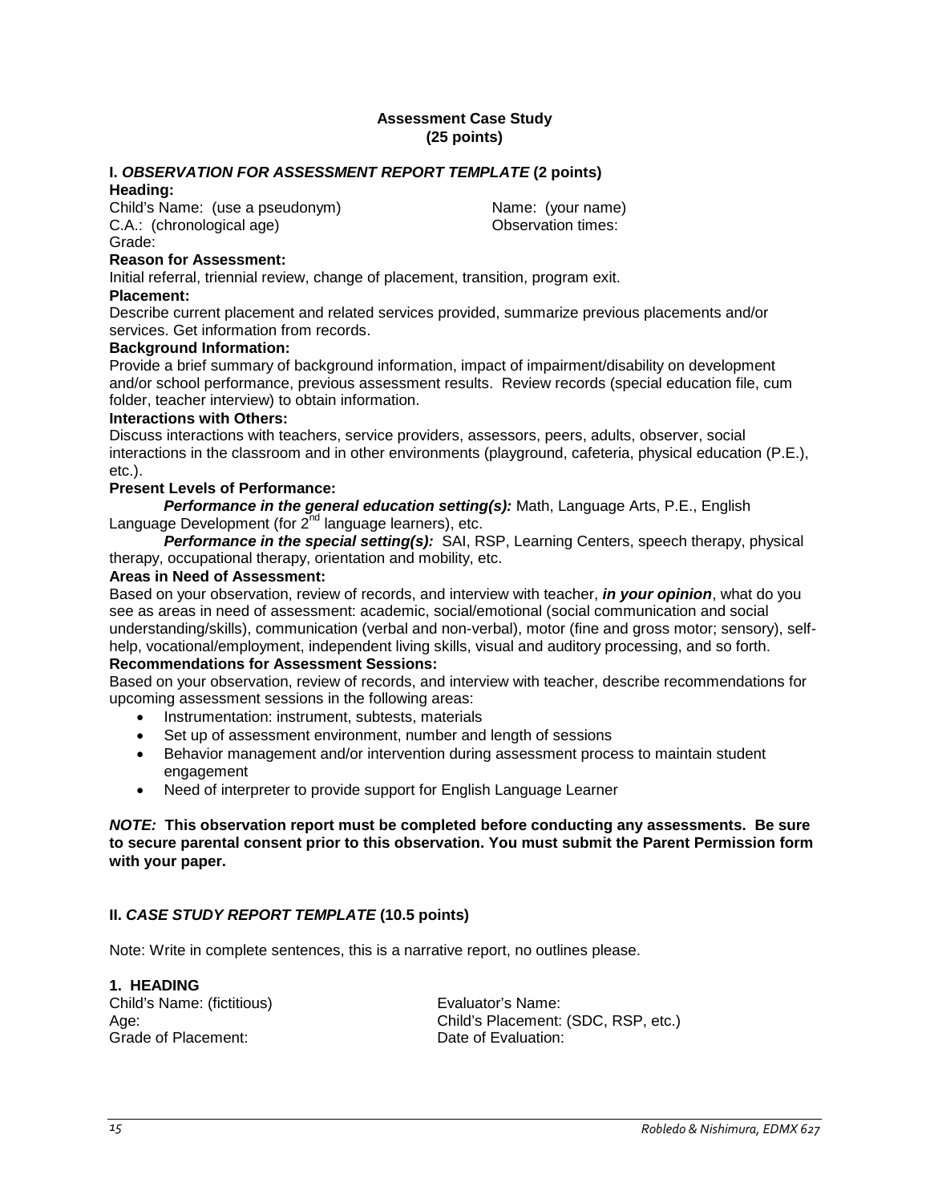**Assessment Case Study**
**(25 points)**

**I. *OBSERVATION FOR ASSESSMENT REPORT TEMPLATE* (2 points)**

**Heading:**

Child's Name: (use a pseudonym)
C.A.: (chronological age)
Grade:

Name: (your name)
Observation times:

**Reason for Assessment:**

Initial referral, triennial review, change of placement, transition, program exit.

**Placement:**

Describe current placement and related services provided, summarize previous placements and/or services. Get information from records.

**Background Information:**

Provide a brief summary of background information, impact of impairment/disability on development and/or school performance, previous assessment results. Review records (special education file, cum folder, teacher interview) to obtain information.

**Interactions with Others:**

Discuss interactions with teachers, service providers, assessors, peers, adults, observer, social interactions in the classroom and in other environments (playground, cafeteria, physical education (P.E.), etc.).

**Present Levels of Performance:**

***Performance in the general education setting(s):*** Math, Language Arts, P.E., English Language Development (for 2nd language learners), etc.

***Performance in the special setting(s):*** SAI, RSP, Learning Centers, speech therapy, physical therapy, occupational therapy, orientation and mobility, etc.

**Areas in Need of Assessment:**

Based on your observation, review of records, and interview with teacher, ***in your opinion***, what do you see as areas in need of assessment: academic, social/emotional (social communication and social understanding/skills), communication (verbal and non-verbal), motor (fine and gross motor; sensory), self-help, vocational/employment, independent living skills, visual and auditory processing, and so forth.

**Recommendations for Assessment Sessions:**

Based on your observation, review of records, and interview with teacher, describe recommendations for upcoming assessment sessions in the following areas:

- Instrumentation: instrument, subtests, materials
- Set up of assessment environment, number and length of sessions
- Behavior management and/or intervention during assessment process to maintain student engagement
- Need of interpreter to provide support for English Language Learner

***NOTE:*** **This observation report must be completed before conducting any assessments. Be sure to secure parental consent prior to this observation. You must submit the Parent Permission form with your paper.**

**II. *CASE STUDY REPORT TEMPLATE* (10.5 points)**

Note: Write in complete sentences, this is a narrative report, no outlines please.

**1. HEADING**

Child's Name: (fictitious)
Age:
Grade of Placement:

Evaluator's Name:
Child's Placement: (SDC, RSP, etc.)
Date of Evaluation: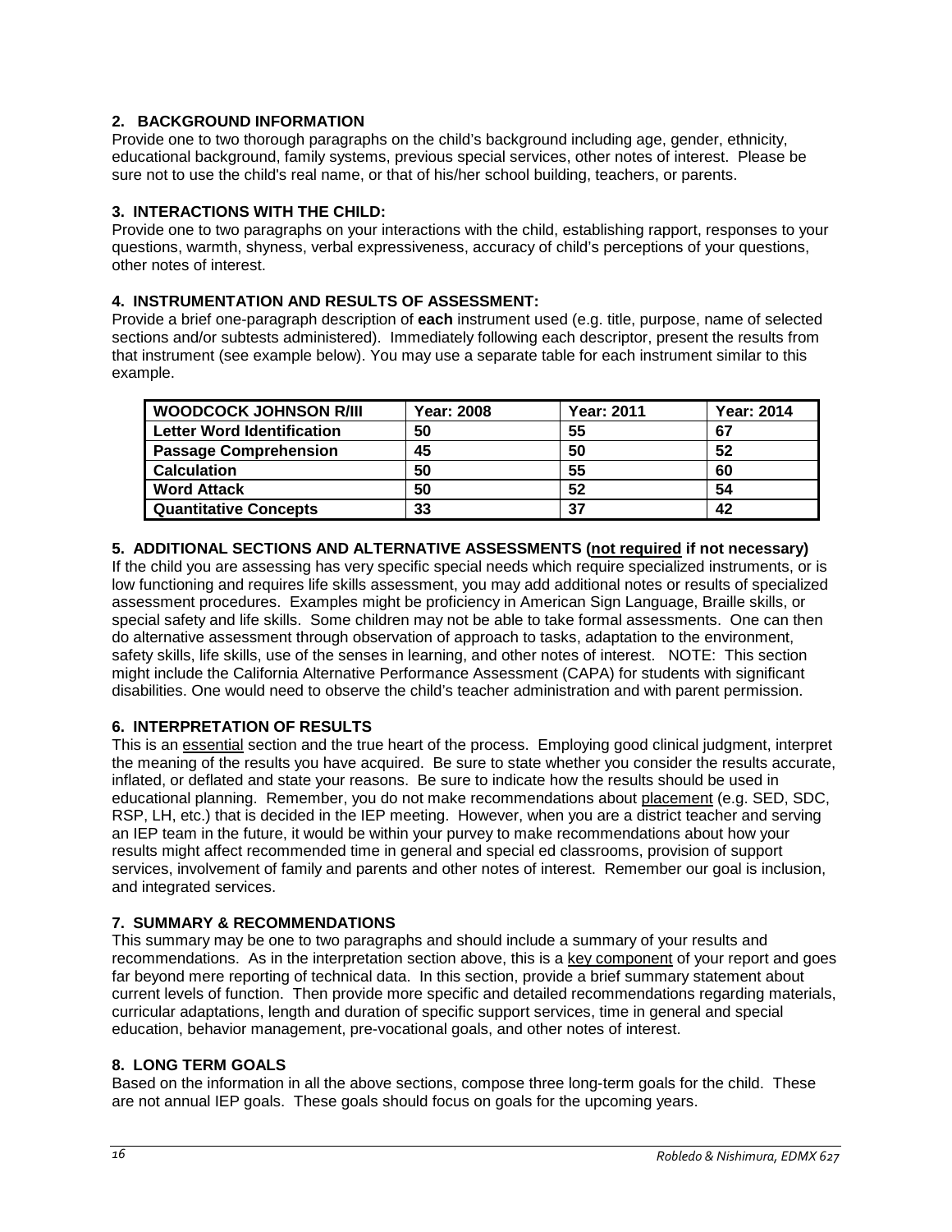### 2. BACKGROUND INFORMATION

Provide one to two thorough paragraphs on the child's background including age, gender, ethnicity, educational background, family systems, previous special services, other notes of interest. Please be sure not to use the child's real name, or that of his/her school building, teachers, or parents.

### 3. INTERACTIONS WITH THE CHILD:

Provide one to two paragraphs on your interactions with the child, establishing rapport, responses to your questions, warmth, shyness, verbal expressiveness, accuracy of child's perceptions of your questions, other notes of interest.

### 4. INSTRUMENTATION AND RESULTS OF ASSESSMENT:

Provide a brief one-paragraph description of **each** instrument used (e.g. title, purpose, name of selected sections and/or subtests administered). Immediately following each descriptor, present the results from that instrument (see example below). You may use a separate table for each instrument similar to this example.

| **WOODCOCK JOHNSON R/III** | **Year: 2008** | **Year: 2011** | **Year: 2014** |
|---|---|---|---|
| **Letter Word Identification** | **50** | **55** | **67** |
| **Passage Comprehension** | **45** | **50** | **52** |
| **Calculation** | **50** | **55** | **60** |
| **Word Attack** | **50** | **52** | **54** |
| **Quantitative Concepts** | **33** | **37** | **42** |

### 5. ADDITIONAL SECTIONS AND ALTERNATIVE ASSESSMENTS (not required if not necessary)

If the child you are assessing has very specific special needs which require specialized instruments, or is low functioning and requires life skills assessment, you may add additional notes or results of specialized assessment procedures. Examples might be proficiency in American Sign Language, Braille skills, or special safety and life skills. Some children may not be able to take formal assessments. One can then do alternative assessment through observation of approach to tasks, adaptation to the environment, safety skills, life skills, use of the senses in learning, and other notes of interest. NOTE: This section might include the California Alternative Performance Assessment (CAPA) for students with significant disabilities. One would need to observe the child's teacher administration and with parent permission.

### 6. INTERPRETATION OF RESULTS

This is an essential section and the true heart of the process. Employing good clinical judgment, interpret the meaning of the results you have acquired. Be sure to state whether you consider the results accurate, inflated, or deflated and state your reasons. Be sure to indicate how the results should be used in educational planning. Remember, you do not make recommendations about placement (e.g. SED, SDC, RSP, LH, etc.) that is decided in the IEP meeting. However, when you are a district teacher and serving an IEP team in the future, it would be within your purvey to make recommendations about how your results might affect recommended time in general and special ed classrooms, provision of support services, involvement of family and parents and other notes of interest. Remember our goal is inclusion, and integrated services.

### 7. SUMMARY & RECOMMENDATIONS

This summary may be one to two paragraphs and should include a summary of your results and recommendations. As in the interpretation section above, this is a key component of your report and goes far beyond mere reporting of technical data. In this section, provide a brief summary statement about current levels of function. Then provide more specific and detailed recommendations regarding materials, curricular adaptations, length and duration of specific support services, time in general and special education, behavior management, pre-vocational goals, and other notes of interest.

### 8. LONG TERM GOALS

Based on the information in all the above sections, compose three long-term goals for the child. These are not annual IEP goals. These goals should focus on goals for the upcoming years.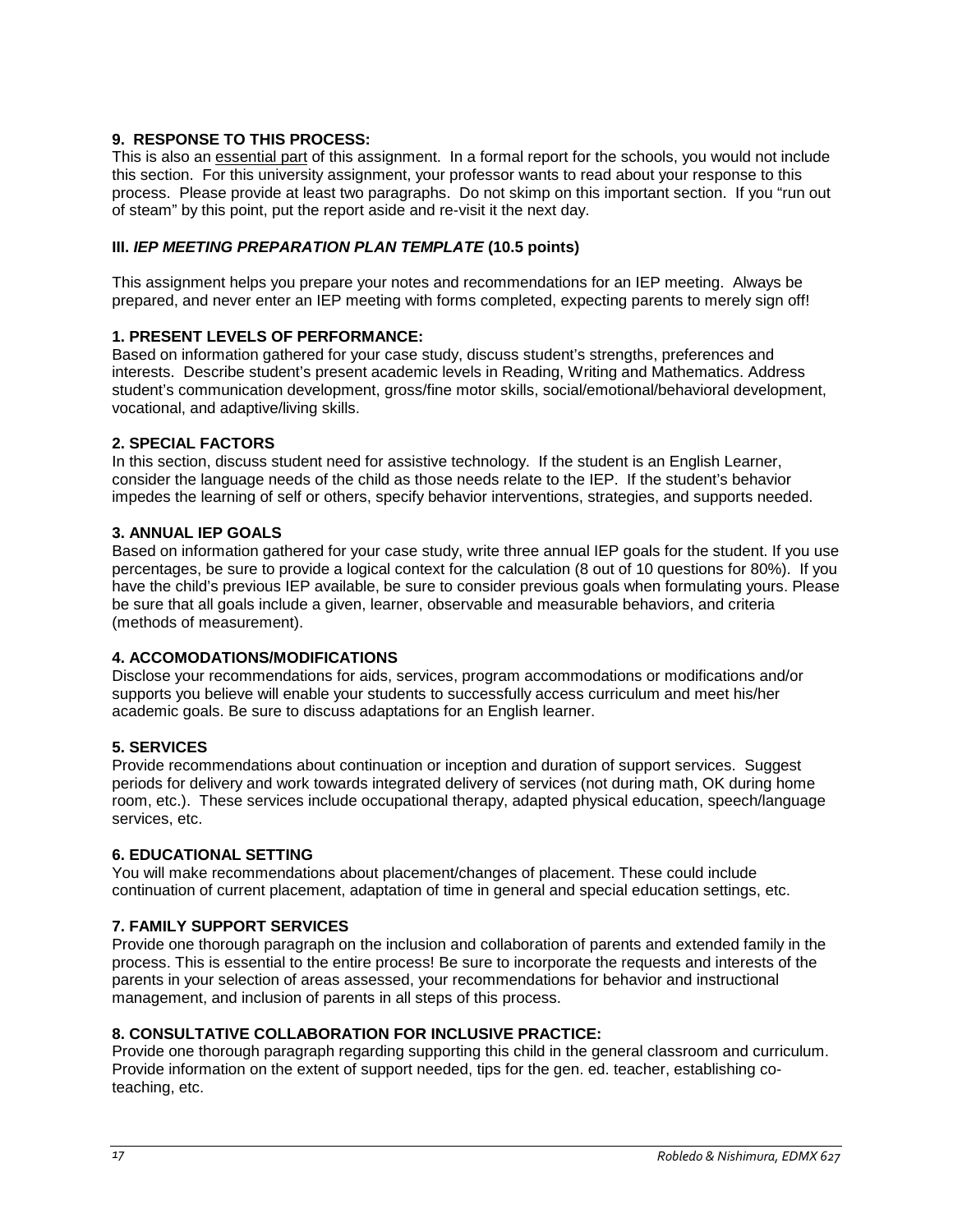**9. RESPONSE TO THIS PROCESS:**

This is also an essential part of this assignment. In a formal report for the schools, you would not include this section. For this university assignment, your professor wants to read about your response to this process. Please provide at least two paragraphs. Do not skimp on this important section. If you "run out of steam" by this point, put the report aside and re-visit it the next day.

### III. *IEP MEETING PREPARATION PLAN TEMPLATE* (10.5 points)

This assignment helps you prepare your notes and recommendations for an IEP meeting. Always be prepared, and never enter an IEP meeting with forms completed, expecting parents to merely sign off!

**1. PRESENT LEVELS OF PERFORMANCE:**

Based on information gathered for your case study, discuss student's strengths, preferences and interests. Describe student's present academic levels in Reading, Writing and Mathematics. Address student's communication development, gross/fine motor skills, social/emotional/behavioral development, vocational, and adaptive/living skills.

**2. SPECIAL FACTORS**

In this section, discuss student need for assistive technology. If the student is an English Learner, consider the language needs of the child as those needs relate to the IEP. If the student's behavior impedes the learning of self or others, specify behavior interventions, strategies, and supports needed.

**3. ANNUAL IEP GOALS**

Based on information gathered for your case study, write three annual IEP goals for the student. If you use percentages, be sure to provide a logical context for the calculation (8 out of 10 questions for 80%). If you have the child's previous IEP available, be sure to consider previous goals when formulating yours. Please be sure that all goals include a given, learner, observable and measurable behaviors, and criteria (methods of measurement).

**4. ACCOMODATIONS/MODIFICATIONS**

Disclose your recommendations for aids, services, program accommodations or modifications and/or supports you believe will enable your students to successfully access curriculum and meet his/her academic goals. Be sure to discuss adaptations for an English learner.

**5. SERVICES**

Provide recommendations about continuation or inception and duration of support services. Suggest periods for delivery and work towards integrated delivery of services (not during math, OK during home room, etc.). These services include occupational therapy, adapted physical education, speech/language services, etc.

**6. EDUCATIONAL SETTING**

You will make recommendations about placement/changes of placement. These could include continuation of current placement, adaptation of time in general and special education settings, etc.

**7. FAMILY SUPPORT SERVICES**

Provide one thorough paragraph on the inclusion and collaboration of parents and extended family in the process. This is essential to the entire process! Be sure to incorporate the requests and interests of the parents in your selection of areas assessed, your recommendations for behavior and instructional management, and inclusion of parents in all steps of this process.

**8. CONSULTATIVE COLLABORATION FOR INCLUSIVE PRACTICE:**

Provide one thorough paragraph regarding supporting this child in the general classroom and curriculum. Provide information on the extent of support needed, tips for the gen. ed. teacher, establishing co-teaching, etc.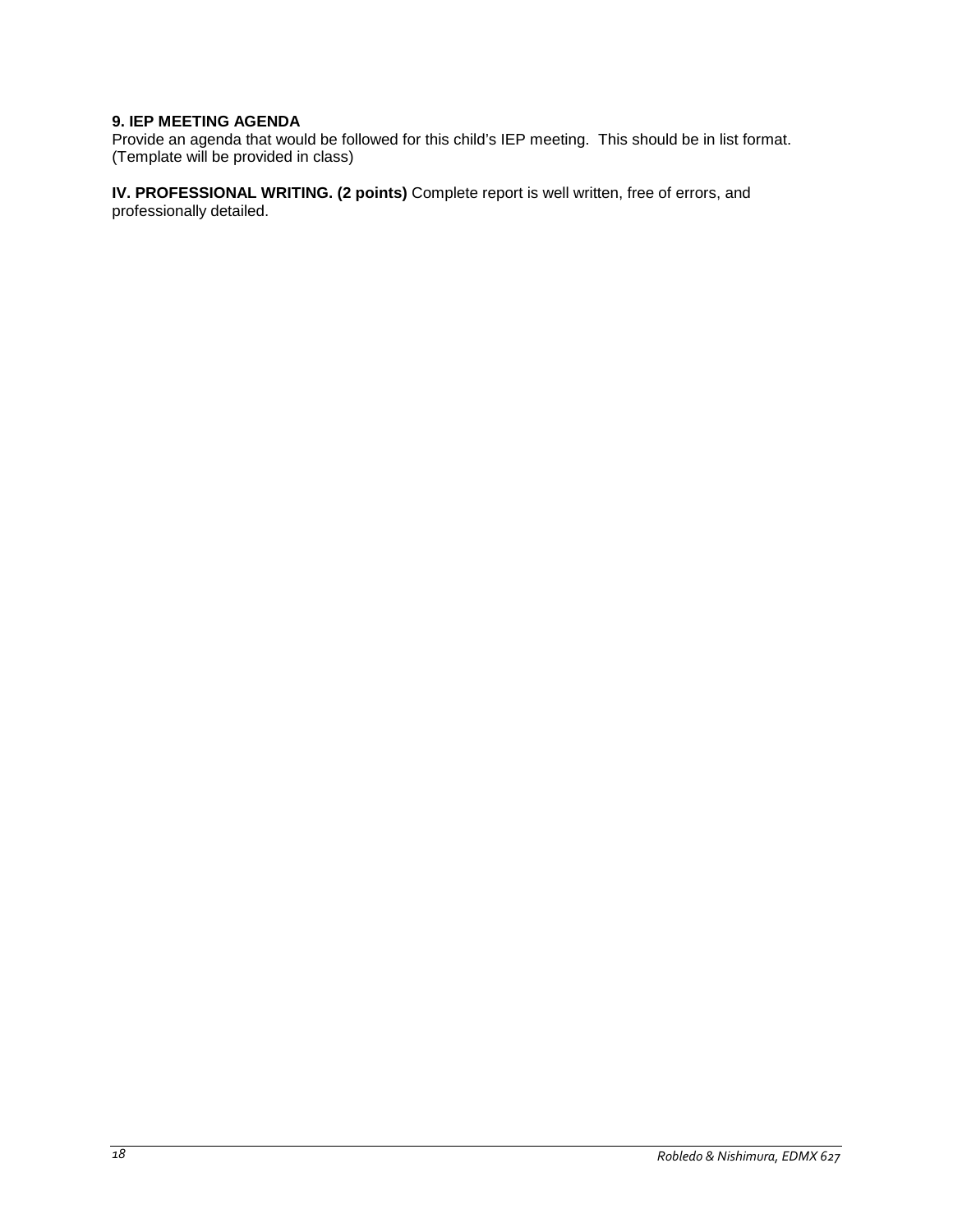**9. IEP MEETING AGENDA**
Provide an agenda that would be followed for this child's IEP meeting. This should be in list format. (Template will be provided in class)

**IV. PROFESSIONAL WRITING. (2 points)** Complete report is well written, free of errors, and professionally detailed.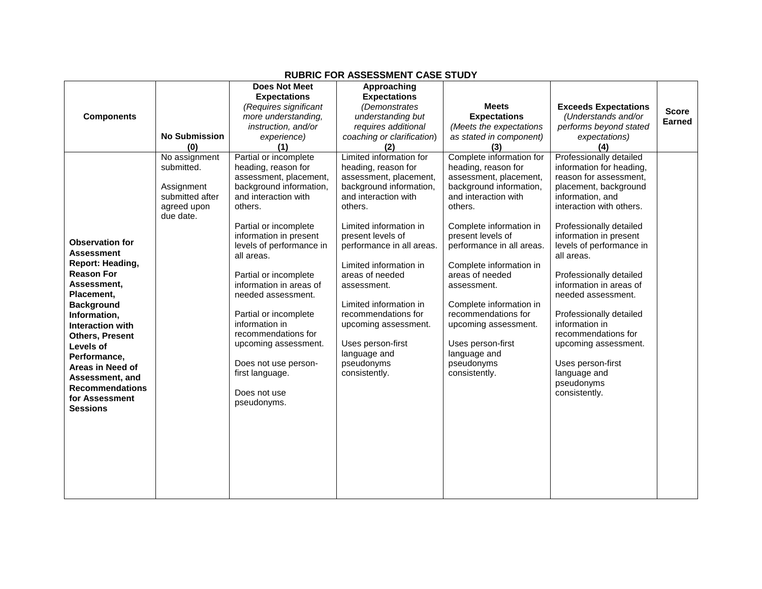## RUBRIC FOR ASSESSMENT CASE STUDY

| **Components** | **No Submission (0)** | **Does Not Meet Expectations** *(Requires significant more understanding, instruction, and/or experience)* **(1)** | **Approaching Expectations** *(Demonstrates understanding but requires additional coaching or clarification)* **(2)** | **Meets Expectations** *(Meets the expectations as stated in component)* **(3)** | **Exceeds Expectations** *(Understands and/or performs beyond stated expectations)* **(4)** | **Score Earned** |
|---|---|---|---|---|---|---|
| **Observation for Assessment Report: Heading, Reason For Assessment, Placement, Background Information, Interaction with Others, Present Levels of Performance, Areas in Need of Assessment, and Recommendations for Assessment Sessions** | No assignment submitted.<br><br>Assignment submitted after agreed upon due date. | Partial or incomplete heading, reason for assessment, placement, background information, and interaction with others.<br><br>Partial or incomplete information in present levels of performance in all areas.<br><br>Partial or incomplete information in areas of needed assessment.<br><br>Partial or incomplete information in recommendations for upcoming assessment.<br><br>Does not use person-first language.<br><br>Does not use pseudonyms. | Limited information for heading, reason for assessment, placement, background information, and interaction with others.<br><br>Limited information in present levels of performance in all areas.<br><br>Limited information in areas of needed assessment.<br><br>Limited information in recommendations for upcoming assessment.<br><br>Uses person-first language and pseudonyms consistently. | Complete information for heading, reason for assessment, placement, background information, and interaction with others.<br><br>Complete information in present levels of performance in all areas.<br><br>Complete information in areas of needed assessment.<br><br>Complete information in recommendations for upcoming assessment.<br><br>Uses person-first language and pseudonyms consistently. | Professionally detailed information for heading, reason for assessment, placement, background information, and interaction with others.<br><br>Professionally detailed information in present levels of performance in all areas.<br><br>Professionally detailed information in areas of needed assessment.<br><br>Professionally detailed information in recommendations for upcoming assessment.<br><br>Uses person-first language and pseudonyms consistently. | |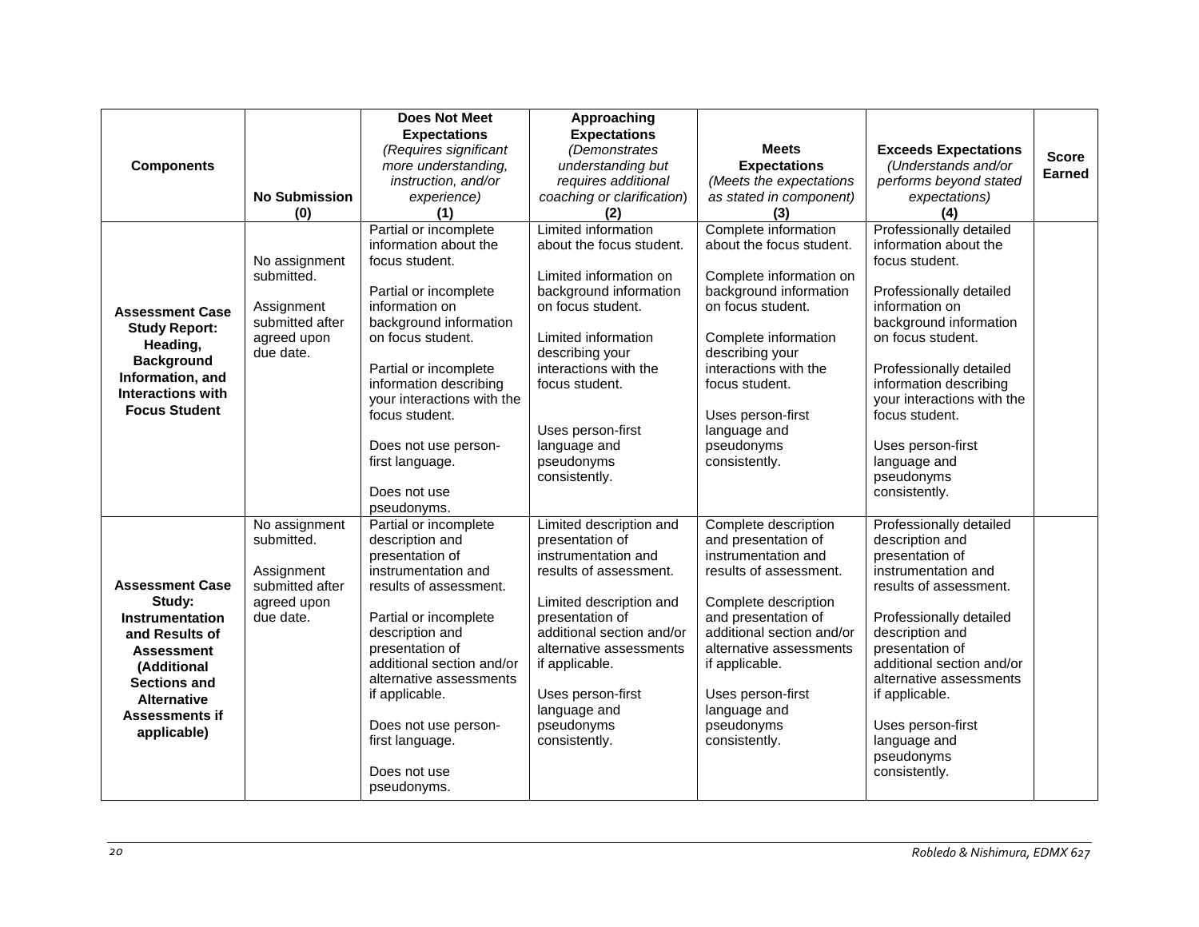| Components | No Submission (0) | **Does Not Meet Expectations** *(Requires significant more understanding, instruction, and/or experience)* **(1)** | **Approaching Expectations** *(Demonstrates understanding but requires additional coaching or clarification)* **(2)** | **Meets Expectations** *(Meets the expectations as stated in component)* **(3)** | **Exceeds Expectations** *(Understands and/or performs beyond stated expectations)* **(4)** | Score Earned |
|---|---|---|---|---|---|---|
| **Assessment Case Study Report: Heading, Background Information, and Interactions with Focus Student** | No assignment submitted.<br><br>Assignment submitted after agreed upon due date. | Partial or incomplete information about the focus student.<br><br>Partial or incomplete information on background information on focus student.<br><br>Partial or incomplete information describing your interactions with the focus student.<br><br>Does not use person-first language.<br><br>Does not use pseudonyms. | Limited information about the focus student.<br><br>Limited information on background information on focus student.<br><br>Limited information describing your interactions with the focus student.<br><br>Uses person-first language and pseudonyms consistently. | Complete information about the focus student.<br><br>Complete information on background information on focus student.<br><br>Complete information describing your interactions with the focus student.<br><br>Uses person-first language and pseudonyms consistently. | Professionally detailed information about the focus student.<br><br>Professionally detailed information on background information on focus student.<br><br>Professionally detailed information describing your interactions with the focus student.<br><br>Uses person-first language and pseudonyms consistently. | |
| **Assessment Case Study: Instrumentation and Results of Assessment (Additional Sections and Alternative Assessments if applicable)** | No assignment submitted.<br><br>Assignment submitted after agreed upon due date. | Partial or incomplete description and presentation of instrumentation and results of assessment.<br><br>Partial or incomplete description and presentation of additional section and/or alternative assessments if applicable.<br><br>Does not use person-first language.<br><br>Does not use pseudonyms. | Limited description and presentation of instrumentation and results of assessment.<br><br>Limited description and presentation of additional section and/or alternative assessments if applicable.<br><br>Uses person-first language and pseudonyms consistently. | Complete description and presentation of instrumentation and results of assessment.<br><br>Complete description and presentation of additional section and/or alternative assessments if applicable.<br><br>Uses person-first language and pseudonyms consistently. | Professionally detailed description and presentation of instrumentation and results of assessment.<br><br>Professionally detailed description and presentation of additional section and/or alternative assessments if applicable.<br><br>Uses person-first language and pseudonyms consistently. | |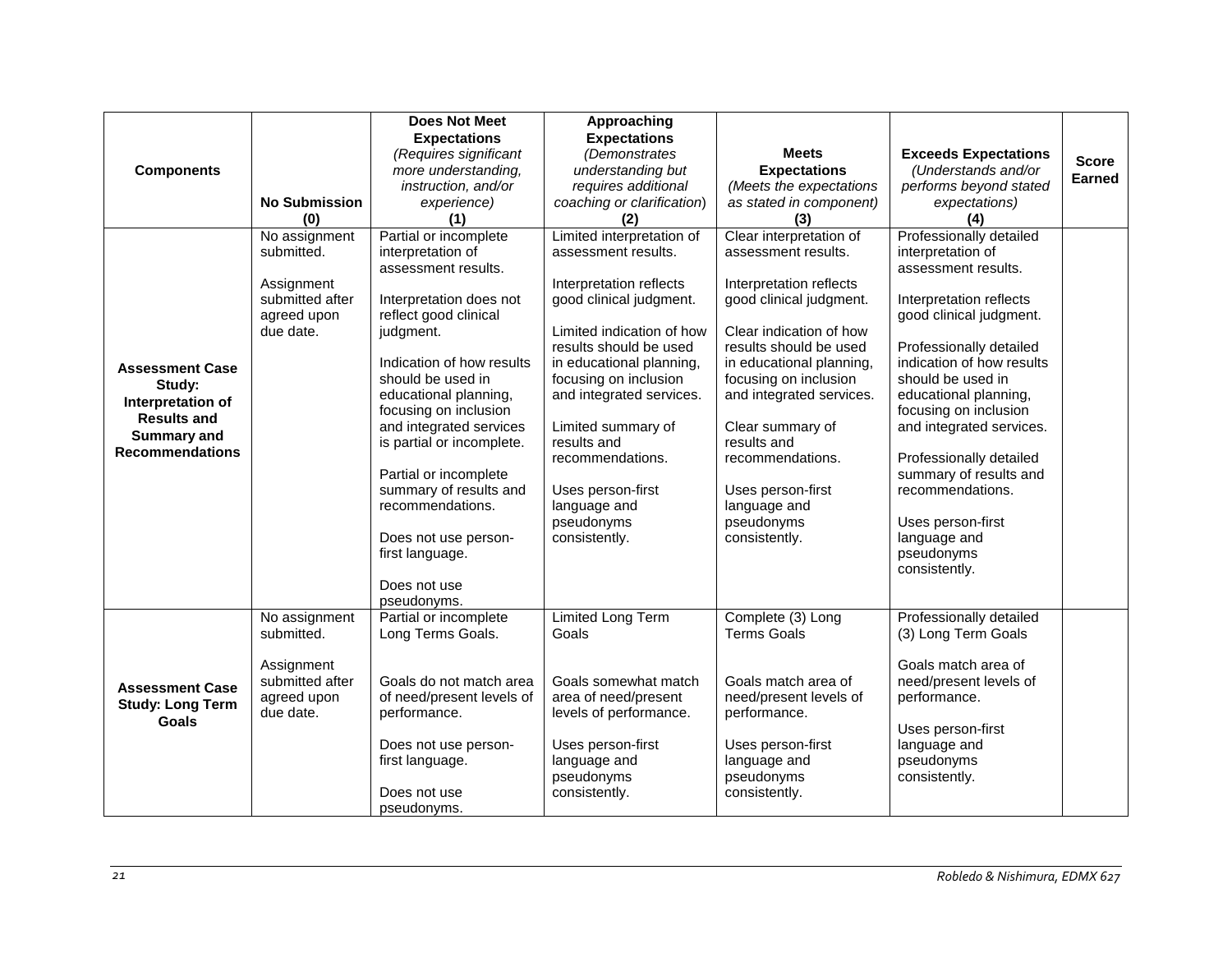| Components | No Submission (0) | **Does Not Meet Expectations** *(Requires significant more understanding, instruction, and/or experience)* **(1)** | **Approaching Expectations** *(Demonstrates understanding but requires additional coaching or clarification)* **(2)** | **Meets Expectations** *(Meets the expectations as stated in component)* **(3)** | **Exceeds Expectations** *(Understands and/or performs beyond stated expectations)* **(4)** | Score Earned |
|---|---|---|---|---|---|---|
| **Assessment Case Study: Interpretation of Results and Summary and Recommendations** | No assignment submitted.<br><br>Assignment submitted after agreed upon due date. | Partial or incomplete interpretation of assessment results.<br><br>Interpretation does not reflect good clinical judgment.<br><br>Indication of how results should be used in educational planning, focusing on inclusion and integrated services is partial or incomplete.<br><br>Partial or incomplete summary of results and recommendations.<br><br>Does not use person-first language.<br><br>Does not use pseudonyms. | Limited interpretation of assessment results.<br><br>Interpretation reflects good clinical judgment.<br><br>Limited indication of how results should be used in educational planning, focusing on inclusion and integrated services.<br><br>Limited summary of results and recommendations.<br><br>Uses person-first language and pseudonyms consistently. | Clear interpretation of assessment results.<br><br>Interpretation reflects good clinical judgment.<br><br>Clear indication of how results should be used in educational planning, focusing on inclusion and integrated services.<br><br>Clear summary of results and recommendations.<br><br>Uses person-first language and pseudonyms consistently. | Professionally detailed interpretation of assessment results.<br><br>Interpretation reflects good clinical judgment.<br><br>Professionally detailed indication of how results should be used in educational planning, focusing on inclusion and integrated services.<br><br>Professionally detailed summary of results and recommendations.<br><br>Uses person-first language and pseudonyms consistently. | |
| **Assessment Case Study: Long Term Goals** | No assignment submitted.<br><br>Assignment submitted after agreed upon due date. | Partial or incomplete Long Terms Goals.<br><br>Goals do not match area of need/present levels of performance.<br><br>Does not use person-first language.<br><br>Does not use pseudonyms. | Limited Long Term Goals<br><br>Goals somewhat match area of need/present levels of performance.<br><br>Uses person-first language and pseudonyms consistently. | Complete (3) Long Terms Goals<br><br>Goals match area of need/present levels of performance.<br><br>Uses person-first language and pseudonyms consistently. | Professionally detailed (3) Long Term Goals<br><br>Goals match area of need/present levels of performance.<br><br>Uses person-first language and pseudonyms consistently. | |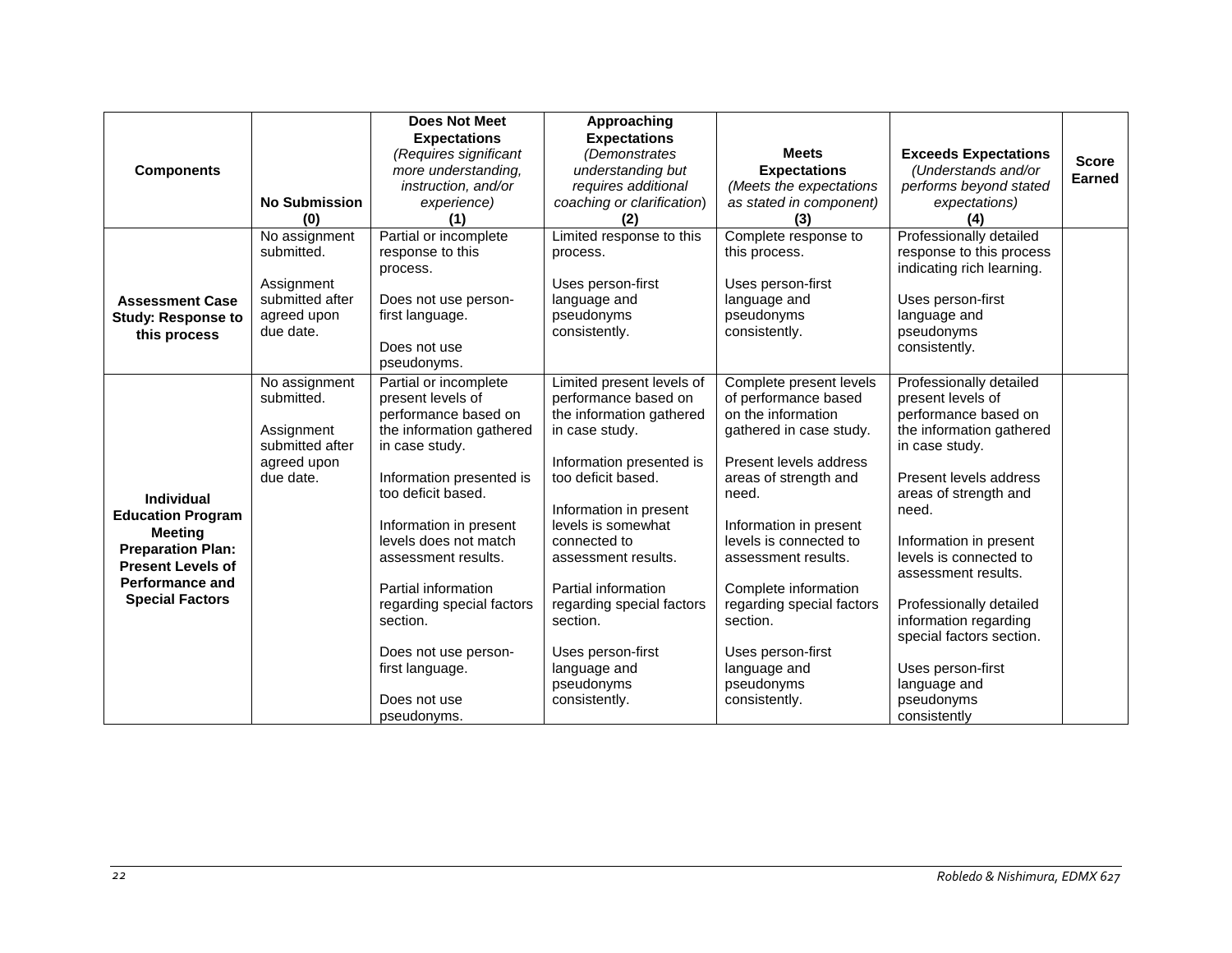| Components | No Submission (0) | Does Not Meet Expectations *(Requires significant more understanding, instruction, and/or experience)* (1) | Approaching Expectations *(Demonstrates understanding but requires additional coaching or clarification)* (2) | Meets Expectations *(Meets the expectations as stated in component)* (3) | Exceeds Expectations *(Understands and/or performs beyond stated expectations)* (4) | Score Earned |
|---|---|---|---|---|---|---|
| **Assessment Case Study: Response to this process** | No assignment submitted.<br><br>Assignment submitted after agreed upon due date. | Partial or incomplete response to this process.<br><br>Does not use person-first language.<br><br>Does not use pseudonyms. | Limited response to this process.<br><br>Uses person-first language and pseudonyms consistently. | Complete response to this process.<br><br>Uses person-first language and pseudonyms consistently. | Professionally detailed response to this process indicating rich learning.<br><br>Uses person-first language and pseudonyms consistently. | |
| **Individual Education Program Meeting Preparation Plan: Present Levels of Performance and Special Factors** | No assignment submitted.<br><br>Assignment submitted after agreed upon due date. | Partial or incomplete present levels of performance based on the information gathered in case study.<br><br>Information presented is too deficit based.<br><br>Information in present levels does not match assessment results.<br><br>Partial information regarding special factors section.<br><br>Does not use person-first language.<br><br>Does not use pseudonyms. | Limited present levels of performance based on the information gathered in case study.<br><br>Information presented is too deficit based.<br><br>Information in present levels is somewhat connected to assessment results.<br><br>Partial information regarding special factors section.<br><br>Uses person-first language and pseudonyms consistently. | Complete present levels of performance based on the information gathered in case study.<br><br>Present levels address areas of strength and need.<br><br>Information in present levels is connected to assessment results.<br><br>Complete information regarding special factors section.<br><br>Uses person-first language and pseudonyms consistently. | Professionally detailed present levels of performance based on the information gathered in case study.<br><br>Present levels address areas of strength and need.<br><br>Information in present levels is connected to assessment results.<br><br>Professionally detailed information regarding special factors section.<br><br>Uses person-first language and pseudonyms consistently | |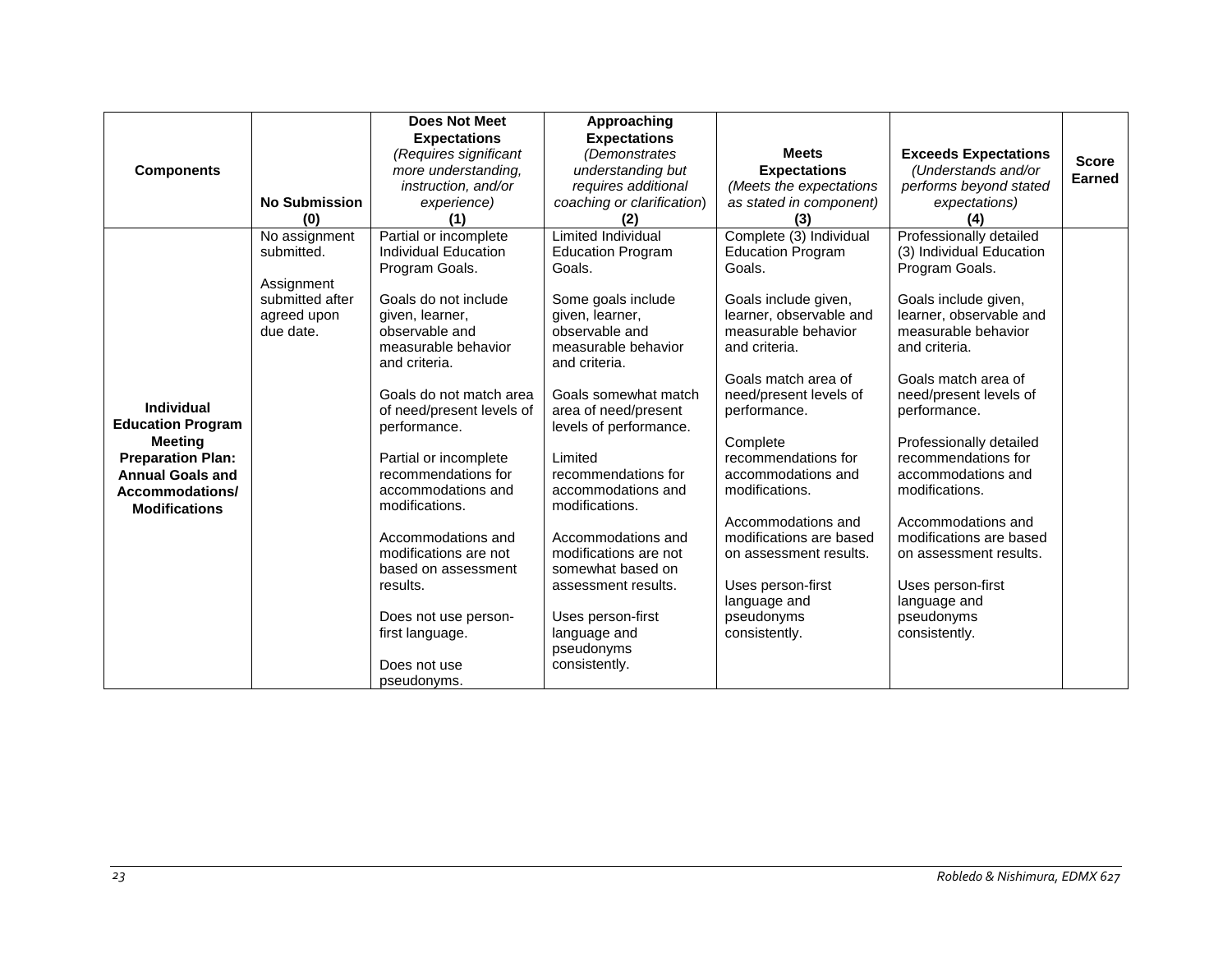| Components | No Submission (0) | **Does Not Meet Expectations** *(Requires significant more understanding, instruction, and/or experience)* (1) | **Approaching Expectations** *(Demonstrates understanding but requires additional coaching or clarification)* (2) | **Meets Expectations** *(Meets the expectations as stated in component)* (3) | **Exceeds Expectations** *(Understands and/or performs beyond stated expectations)* (4) | Score Earned |
|---|---|---|---|---|---|---|
| **Individual Education Program Meeting Preparation Plan: Annual Goals and Accommodations/ Modifications** | No assignment submitted.<br><br>Assignment submitted after agreed upon due date. | Partial or incomplete Individual Education Program Goals.<br><br>Goals do not include given, learner, observable and measurable behavior and criteria.<br><br>Goals do not match area of need/present levels of performance.<br><br>Partial or incomplete recommendations for accommodations and modifications.<br><br>Accommodations and modifications are not based on assessment results.<br><br>Does not use person-first language.<br><br>Does not use pseudonyms. | Limited Individual Education Program Goals.<br><br>Some goals include given, learner, observable and measurable behavior and criteria.<br><br>Goals somewhat match area of need/present levels of performance.<br><br>Limited recommendations for accommodations and modifications.<br><br>Accommodations and modifications are not somewhat based on assessment results.<br><br>Uses person-first language and pseudonyms consistently. | Complete (3) Individual Education Program Goals.<br><br>Goals include given, learner, observable and measurable behavior and criteria.<br><br>Goals match area of need/present levels of performance.<br><br>Complete recommendations for accommodations and modifications.<br><br>Accommodations and modifications are based on assessment results.<br><br>Uses person-first language and pseudonyms consistently. | Professionally detailed (3) Individual Education Program Goals.<br><br>Goals include given, learner, observable and measurable behavior and criteria.<br><br>Goals match area of need/present levels of performance.<br><br>Professionally detailed recommendations for accommodations and modifications.<br><br>Accommodations and modifications are based on assessment results.<br><br>Uses person-first language and pseudonyms consistently. | |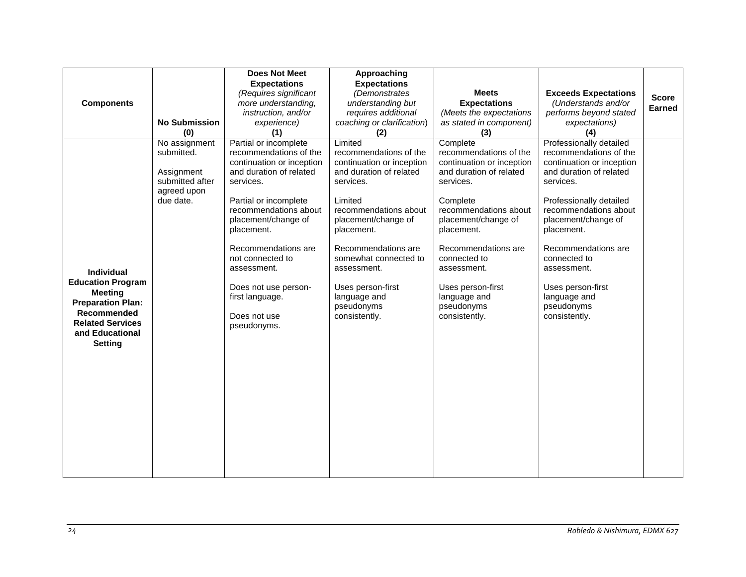| **Components** | **No Submission (0)** | **Does Not Meet Expectations** *(Requires significant more understanding, instruction, and/or experience)* **(1)** | **Approaching Expectations** *(Demonstrates understanding but requires additional coaching or clarification)* **(2)** | **Meets Expectations** *(Meets the expectations as stated in component)* **(3)** | **Exceeds Expectations** *(Understands and/or performs beyond stated expectations)* **(4)** | **Score Earned** |
|---|---|---|---|---|---|---|
| **Individual Education Program Meeting Preparation Plan: Recommended Related Services and Educational Setting** | No assignment submitted.<br><br>Assignment submitted after agreed upon due date. | Partial or incomplete recommendations of the continuation or inception and duration of related services.<br><br>Partial or incomplete recommendations about placement/change of placement.<br><br>Recommendations are not connected to assessment.<br><br>Does not use person-first language.<br><br>Does not use pseudonyms. | Limited recommendations of the continuation or inception and duration of related services.<br><br>Limited recommendations about placement/change of placement.<br><br>Recommendations are somewhat connected to assessment.<br><br>Uses person-first language and pseudonyms consistently. | Complete recommendations of the continuation or inception and duration of related services.<br><br>Complete recommendations about placement/change of placement.<br><br>Recommendations are connected to assessment.<br><br>Uses person-first language and pseudonyms consistently. | Professionally detailed recommendations of the continuation or inception and duration of related services.<br><br>Professionally detailed recommendations about placement/change of placement.<br><br>Recommendations are connected to assessment.<br><br>Uses person-first language and pseudonyms consistently. | |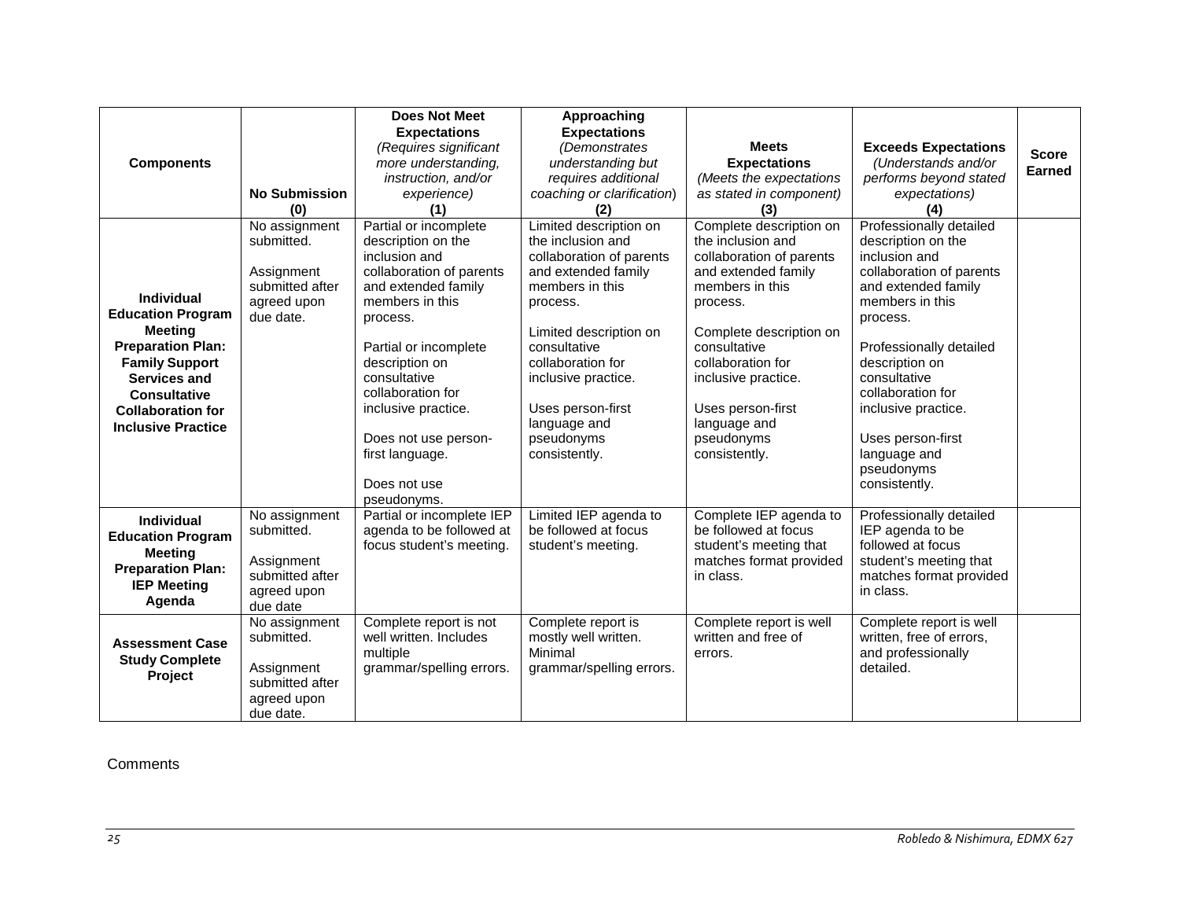| Components | No Submission (0) | Does Not Meet Expectations *(Requires significant more understanding, instruction, and/or experience)* (1) | Approaching Expectations *(Demonstrates understanding but requires additional coaching or clarification)* (2) | Meets Expectations *(Meets the expectations as stated in component)* (3) | Exceeds Expectations *(Understands and/or performs beyond stated expectations)* (4) | Score Earned |
|---|---|---|---|---|---|---|
| **Individual Education Program Meeting Preparation Plan: Family Support Services and Consultative Collaboration for Inclusive Practice** | No assignment submitted.<br><br>Assignment submitted after agreed upon due date. | Partial or incomplete description on the inclusion and collaboration of parents and extended family members in this process.<br><br>Partial or incomplete description on consultative collaboration for inclusive practice.<br><br>Does not use person-first language.<br><br>Does not use pseudonyms. | Limited description on the inclusion and collaboration of parents and extended family members in this process.<br><br>Limited description on consultative collaboration for inclusive practice.<br><br>Uses person-first language and pseudonyms consistently. | Complete description on the inclusion and collaboration of parents and extended family members in this process.<br><br>Complete description on consultative collaboration for inclusive practice.<br><br>Uses person-first language and pseudonyms consistently. | Professionally detailed description on the inclusion and collaboration of parents and extended family members in this process.<br><br>Professionally detailed description on consultative collaboration for inclusive practice.<br><br>Uses person-first language and pseudonyms consistently. | |
| **Individual Education Program Meeting Preparation Plan: IEP Meeting Agenda** | No assignment submitted.<br><br>Assignment submitted after agreed upon due date | Partial or incomplete IEP agenda to be followed at focus student's meeting. | Limited IEP agenda to be followed at focus student's meeting. | Complete IEP agenda to be followed at focus student's meeting that matches format provided in class. | Professionally detailed IEP agenda to be followed at focus student's meeting that matches format provided in class. | |
| **Assessment Case Study Complete Project** | No assignment submitted.<br><br>Assignment submitted after agreed upon due date. | Complete report is not well written. Includes multiple grammar/spelling errors. | Complete report is mostly well written. Minimal grammar/spelling errors. | Complete report is well written and free of errors. | Complete report is well written, free of errors, and professionally detailed. | |

Comments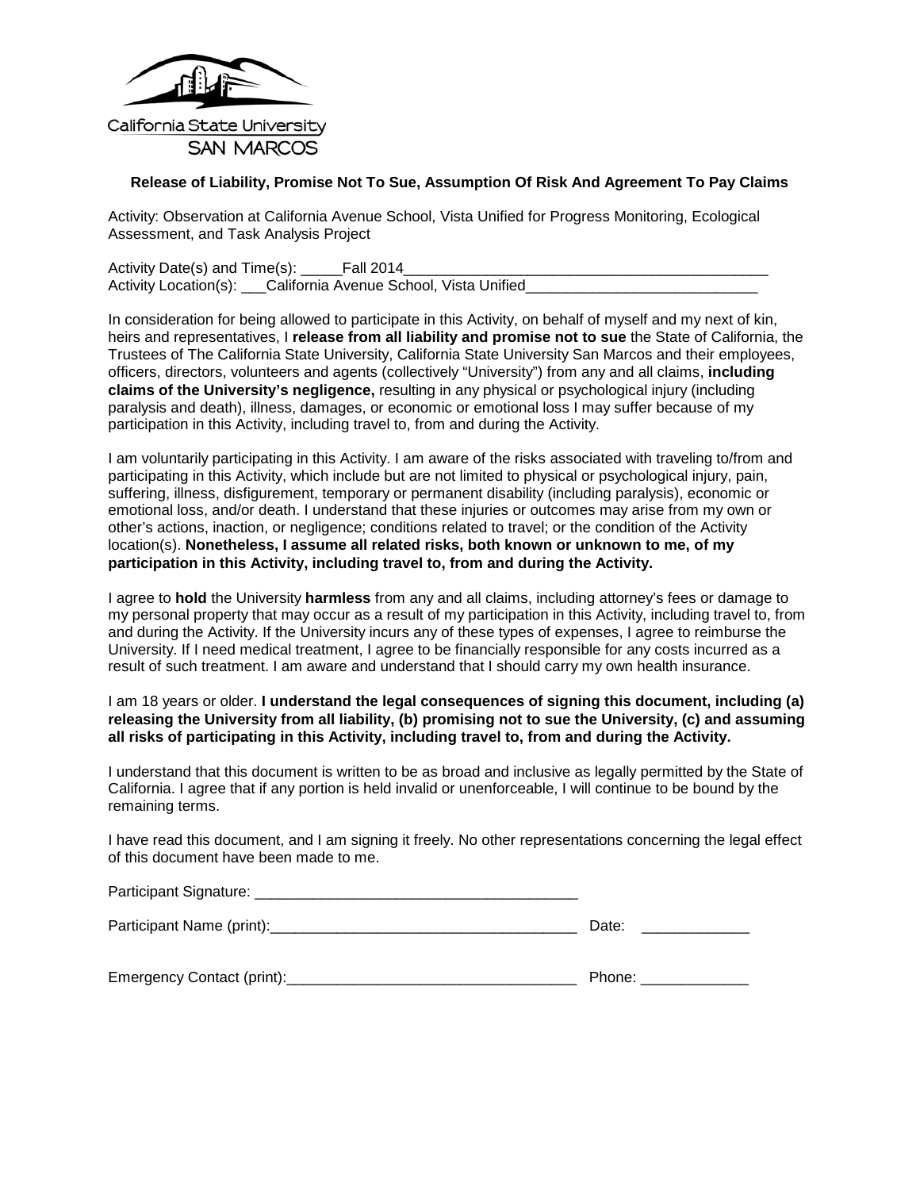California State University
SAN MARCOS

**Release of Liability, Promise Not To Sue, Assumption Of Risk And Agreement To Pay Claims**

Activity: Observation at California Avenue School, Vista Unified for Progress Monitoring, Ecological Assessment, and Task Analysis Project

Activity Date(s) and Time(s): _____Fall 2014_____________________________________________
Activity Location(s): ___California Avenue School, Vista Unified____________________________

In consideration for being allowed to participate in this Activity, on behalf of myself and my next of kin, heirs and representatives, I **release from all liability and promise not to sue** the State of California, the Trustees of The California State University, California State University San Marcos and their employees, officers, directors, volunteers and agents (collectively "University") from any and all claims, **including claims of the University's negligence,** resulting in any physical or psychological injury (including paralysis and death), illness, damages, or economic or emotional loss I may suffer because of my participation in this Activity, including travel to, from and during the Activity.

I am voluntarily participating in this Activity. I am aware of the risks associated with traveling to/from and participating in this Activity, which include but are not limited to physical or psychological injury, pain, suffering, illness, disfigurement, temporary or permanent disability (including paralysis), economic or emotional loss, and/or death. I understand that these injuries or outcomes may arise from my own or other's actions, inaction, or negligence; conditions related to travel; or the condition of the Activity location(s). **Nonetheless, I assume all related risks, both known or unknown to me, of my participation in this Activity, including travel to, from and during the Activity.**

I agree to **hold** the University **harmless** from any and all claims, including attorney's fees or damage to my personal property that may occur as a result of my participation in this Activity, including travel to, from and during the Activity. If the University incurs any of these types of expenses, I agree to reimburse the University. If I need medical treatment, I agree to be financially responsible for any costs incurred as a result of such treatment. I am aware and understand that I should carry my own health insurance.

I am 18 years or older. **I understand the legal consequences of signing this document, including (a) releasing the University from all liability, (b) promising not to sue the University, (c) and assuming all risks of participating in this Activity, including travel to, from and during the Activity.**

I understand that this document is written to be as broad and inclusive as legally permitted by the State of California. I agree that if any portion is held invalid or unenforceable, I will continue to be bound by the remaining terms.

I have read this document, and I am signing it freely. No other representations concerning the legal effect of this document have been made to me.

Participant Signature: ________________________________________

Participant Name (print):_____________________________________ Date: _____________

Emergency Contact (print):___________________________________ Phone: _____________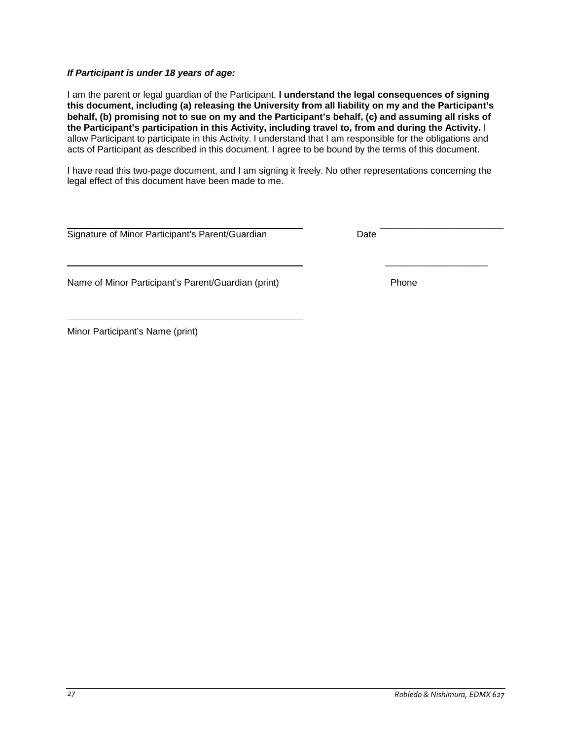***If Participant is under 18 years of age:***

I am the parent or legal guardian of the Participant. **I understand the legal consequences of signing this document, including (a) releasing the University from all liability on my and the Participant's behalf, (b) promising not to sue on my and the Participant's behalf, (c) and assuming all risks of the Participant's participation in this Activity, including travel to, from and during the Activity.** I allow Participant to participate in this Activity. I understand that I am responsible for the obligations and acts of Participant as described in this document. I agree to be bound by the terms of this document.

I have read this two-page document, and I am signing it freely. No other representations concerning the legal effect of this document have been made to me.

_______________________________________ ________________________

Signature of Minor Participant's Parent/Guardian Date

_______________________________________ ____________________

Name of Minor Participant's Parent/Guardian (print) Phone

_______________________________________

Minor Participant's Name (print)